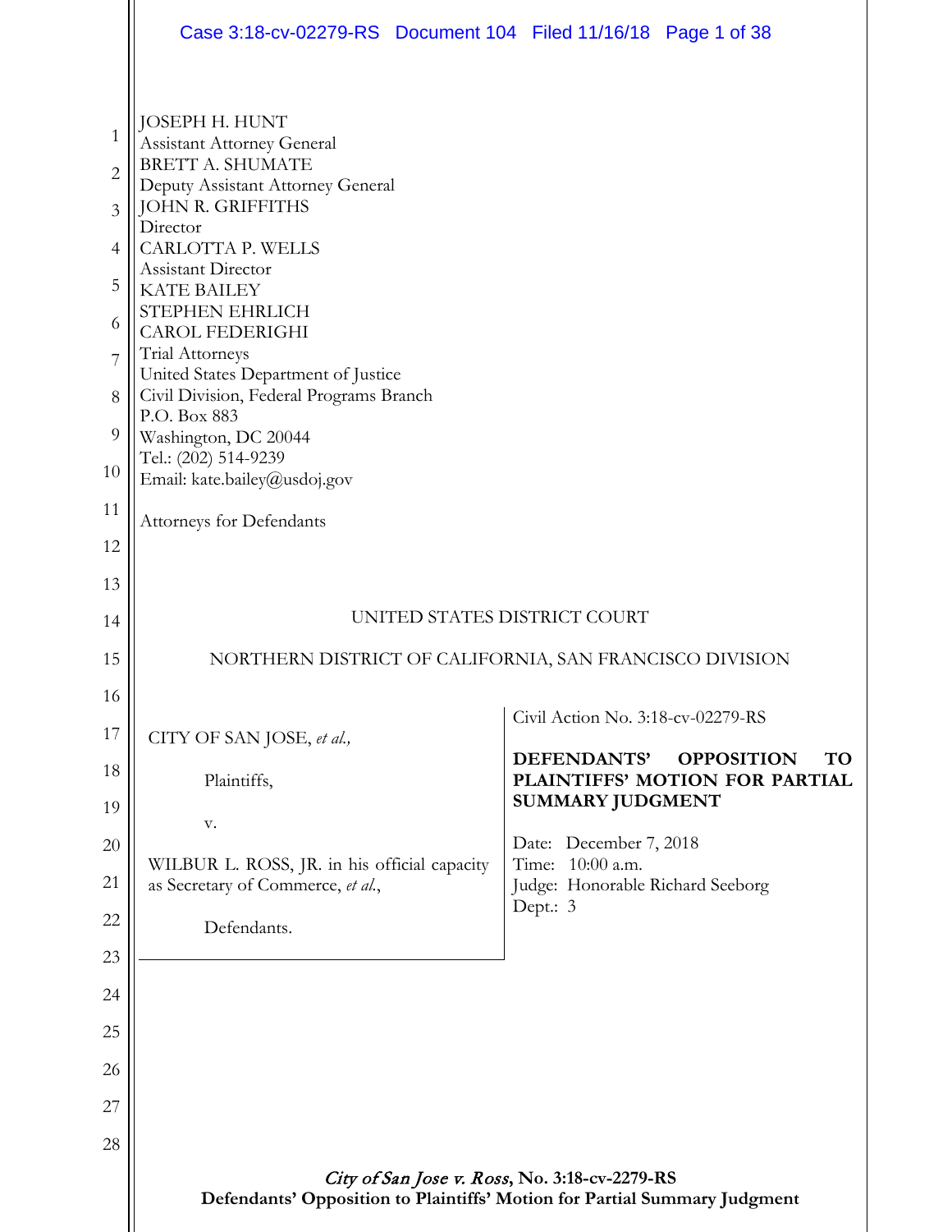JOSEPH H. HUNT
Assistant Attorney General
BRETT A. SHUMATE
Deputy Assistant Attorney General
JOHN R. GRIFFITHS
Director
CARLOTTA P. WELLS
Assistant Director
KATE BAILEY
STEPHEN EHRLICH
CAROL FEDERIGHI
Trial Attorneys
United States Department of Justice
Civil Division, Federal Programs Branch
P.O. Box 883
Washington, DC 20044
Tel.: (202) 514-9239
Email: kate.bailey@usdoj.gov

Attorneys for Defendants

UNITED STATES DISTRICT COURT

NORTHERN DISTRICT OF CALIFORNIA, SAN FRANCISCO DIVISION

| | |
|---|---|
| CITY OF SAN JOSE, *et al.,*<br><br>Plaintiffs,<br><br>v.<br><br>WILBUR L. ROSS, JR. in his official capacity as Secretary of Commerce, *et al.*,<br><br>Defendants. | Civil Action No. 3:18-cv-02279-RS<br><br>**DEFENDANTS' OPPOSITION TO PLAINTIFFS' MOTION FOR PARTIAL SUMMARY JUDGMENT**<br><br>Date: December 7, 2018<br>Time: 10:00 a.m.<br>Judge: Honorable Richard Seeborg<br>Dept.: 3 |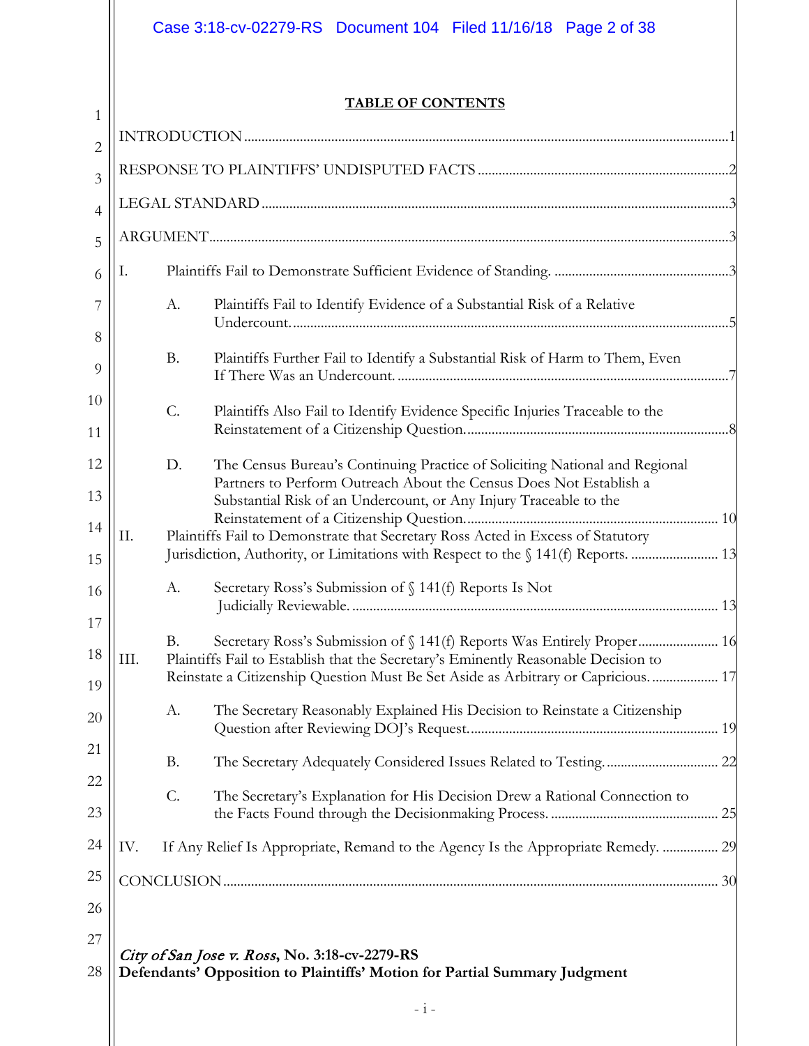**TABLE OF CONTENTS**

INTRODUCTION ........................................................................................................................ 1

RESPONSE TO PLAINTIFFS' UNDISPUTED FACTS ........................................................ 2

LEGAL STANDARD .................................................................................................................. 3

ARGUMENT ................................................................................................................................ 3

I. Plaintiffs Fail to Demonstrate Sufficient Evidence of Standing. .................................... 3

   A. Plaintiffs Fail to Identify Evidence of a Substantial Risk of a Relative Undercount. .................................................................................................................. 5

   B. Plaintiffs Further Fail to Identify a Substantial Risk of Harm to Them, Even If There Was an Undercount. ........................................................................................ 7

   C. Plaintiffs Also Fail to Identify Evidence Specific Injuries Traceable to the Reinstatement of a Citizenship Question. ................................................................... 8

   D. The Census Bureau's Continuing Practice of Soliciting National and Regional Partners to Perform Outreach About the Census Does Not Establish a Substantial Risk of an Undercount, or Any Injury Traceable to the Reinstatement of a Citizenship Question. ................................................................. 10

II. Plaintiffs Fail to Demonstrate that Secretary Ross Acted in Excess of Statutory Jurisdiction, Authority, or Limitations with Respect to the § 141(f) Reports. ..................... 13

   A. Secretary Ross's Submission of § 141(f) Reports Is Not Judicially Reviewable. ......................................................................................................... 13

   B. Secretary Ross's Submission of § 141(f) Reports Was Entirely Proper ..................... 16

III. Plaintiffs Fail to Establish that the Secretary's Eminently Reasonable Decision to Reinstate a Citizenship Question Must Be Set Aside as Arbitrary or Capricious. .................. 17

   A. The Secretary Reasonably Explained His Decision to Reinstate a Citizenship Question after Reviewing DOJ's Request. ................................................................. 19

   B. The Secretary Adequately Considered Issues Related to Testing. ............................... 22

   C. The Secretary's Explanation for His Decision Drew a Rational Connection to the Facts Found through the Decisionmaking Process. ............................................... 25

IV. If Any Relief Is Appropriate, Remand to the Agency Is the Appropriate Remedy. ................ 29

CONCLUSION ........................................................................................................................... 30

*City of San Jose v. Ross*, **No. 3:18-cv-2279-RS**
**Defendants' Opposition to Plaintiffs' Motion for Partial Summary Judgment**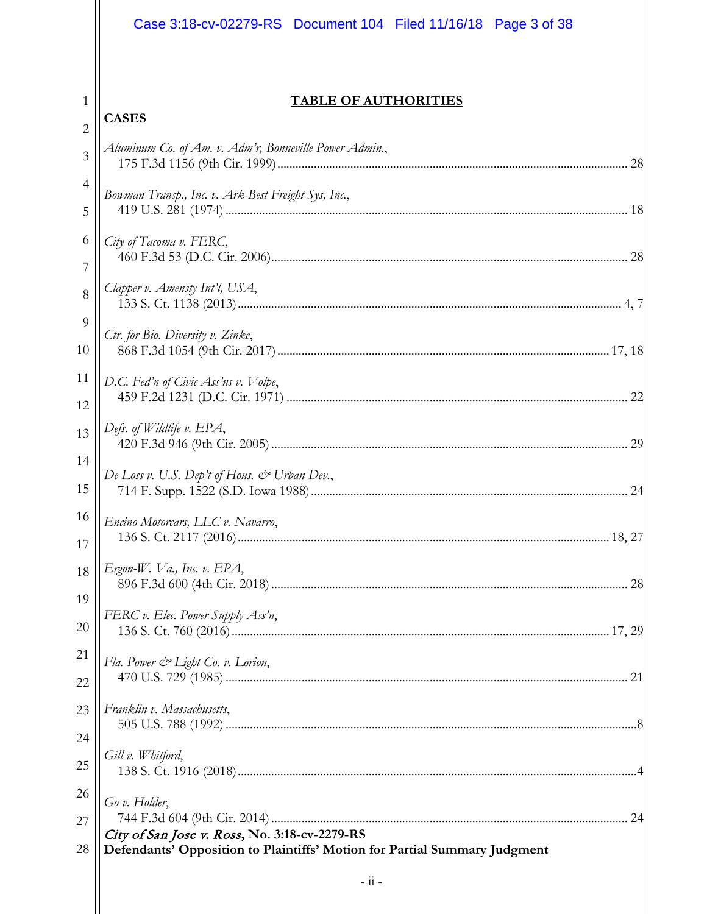## TABLE OF AUTHORITIES

**CASES**

*Aluminum Co. of Am. v. Adm'r, Bonneville Power Admin.*,
175 F.3d 1156 (9th Cir. 1999) .......... 28

*Bowman Transp., Inc. v. Ark-Best Freight Sys, Inc.*,
419 U.S. 281 (1974) .......... 18

*City of Tacoma v. FERC*,
460 F.3d 53 (D.C. Cir. 2006) .......... 28

*Clapper v. Amensty Int'l, USA*,
133 S. Ct. 1138 (2013) .......... 4, 7

*Ctr. for Bio. Diversity v. Zinke*,
868 F.3d 1054 (9th Cir. 2017) .......... 17, 18

*D.C. Fed'n of Civic Ass'ns v. Volpe*,
459 F.2d 1231 (D.C. Cir. 1971) .......... 22

*Defs. of Wildlife v. EPA*,
420 F.3d 946 (9th Cir. 2005) .......... 29

*De Loss v. U.S. Dep't of Hous. & Urban Dev.*,
714 F. Supp. 1522 (S.D. Iowa 1988) .......... 24

*Encino Motorcars, LLC v. Navarro*,
136 S. Ct. 2117 (2016) .......... 18, 27

*Ergon-W. Va., Inc. v. EPA*,
896 F.3d 600 (4th Cir. 2018) .......... 28

*FERC v. Elec. Power Supply Ass'n*,
136 S. Ct. 760 (2016) .......... 17, 29

*Fla. Power & Light Co. v. Lorion*,
470 U.S. 729 (1985) .......... 21

*Franklin v. Massachusetts*,
505 U.S. 788 (1992) .......... 8

*Gill v. Whitford*,
138 S. Ct. 1916 (2018) .......... 4

*Go v. Holder*,
744 F.3d 604 (9th Cir. 2014) .......... 24

*City of San Jose v. Ross*, **No. 3:18-cv-2279-RS**
**Defendants' Opposition to Plaintiffs' Motion for Partial Summary Judgment**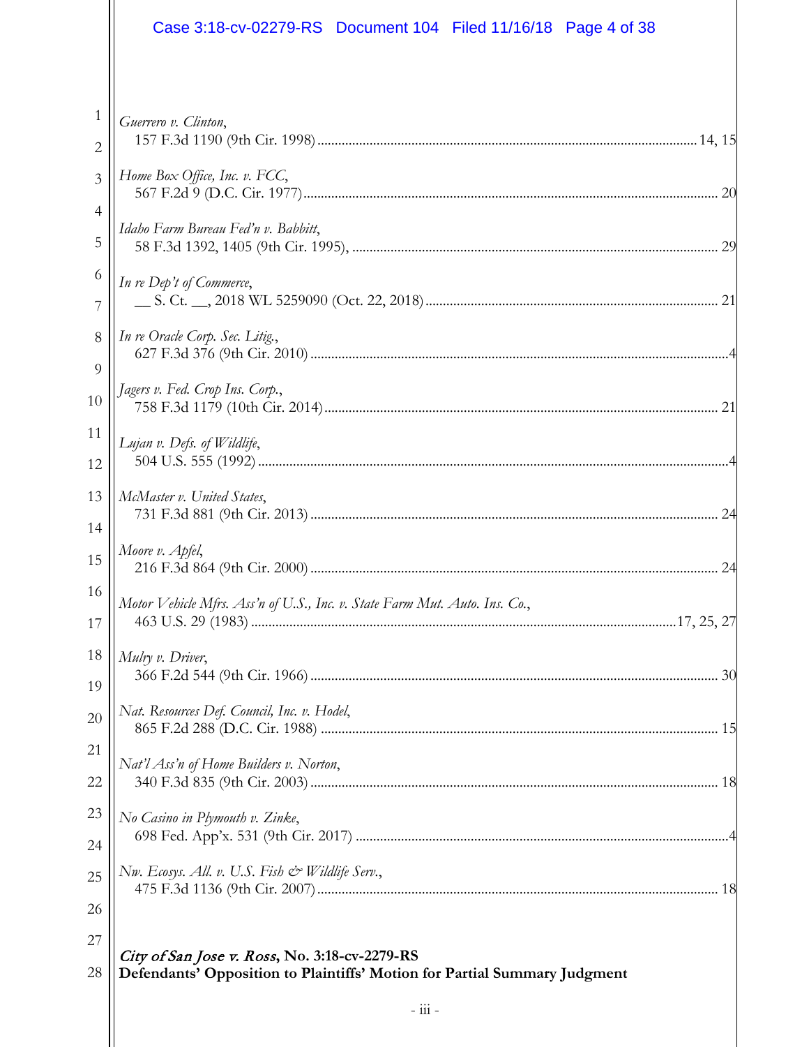*Guerrero v. Clinton*,
157 F.3d 1190 (9th Cir. 1998) ........................................................................................................ 14, 15

*Home Box Office, Inc. v. FCC*,
567 F.2d 9 (D.C. Cir. 1977) ........................................................................................................ 20

*Idaho Farm Bureau Fed'n v. Babbitt*,
58 F.3d 1392, 1405 (9th Cir. 1995), ........................................................................................................ 29

*In re Dep't of Commerce*,
__ S. Ct. __, 2018 WL 5259090 (Oct. 22, 2018) ........................................................................................................ 21

*In re Oracle Corp. Sec. Litig.*,
627 F.3d 376 (9th Cir. 2010) ........................................................................................................ 4

*Jagers v. Fed. Crop Ins. Corp.*,
758 F.3d 1179 (10th Cir. 2014) ........................................................................................................ 21

*Lujan v. Defs. of Wildlife*,
504 U.S. 555 (1992) ........................................................................................................ 4

*McMaster v. United States*,
731 F.3d 881 (9th Cir. 2013) ........................................................................................................ 24

*Moore v. Apfel*,
216 F.3d 864 (9th Cir. 2000) ........................................................................................................ 24

*Motor Vehicle Mfrs. Ass'n of U.S., Inc. v. State Farm Mut. Auto. Ins. Co.*,
463 U.S. 29 (1983) ........................................................................................................ 17, 25, 27

*Mulry v. Driver*,
366 F.2d 544 (9th Cir. 1966) ........................................................................................................ 30

*Nat. Resources Def. Council, Inc. v. Hodel*,
865 F.2d 288 (D.C. Cir. 1988) ........................................................................................................ 15

*Nat'l Ass'n of Home Builders v. Norton*,
340 F.3d 835 (9th Cir. 2003) ........................................................................................................ 18

*No Casino in Plymouth v. Zinke*,
698 Fed. App'x. 531 (9th Cir. 2017) ........................................................................................................ 4

*Nw. Ecosys. All. v. U.S. Fish & Wildlife Serv.*,
475 F.3d 1136 (9th Cir. 2007) ........................................................................................................ 18

***City of San Jose v. Ross*, No. 3:18-cv-2279-RS**
**Defendants' Opposition to Plaintiffs' Motion for Partial Summary Judgment**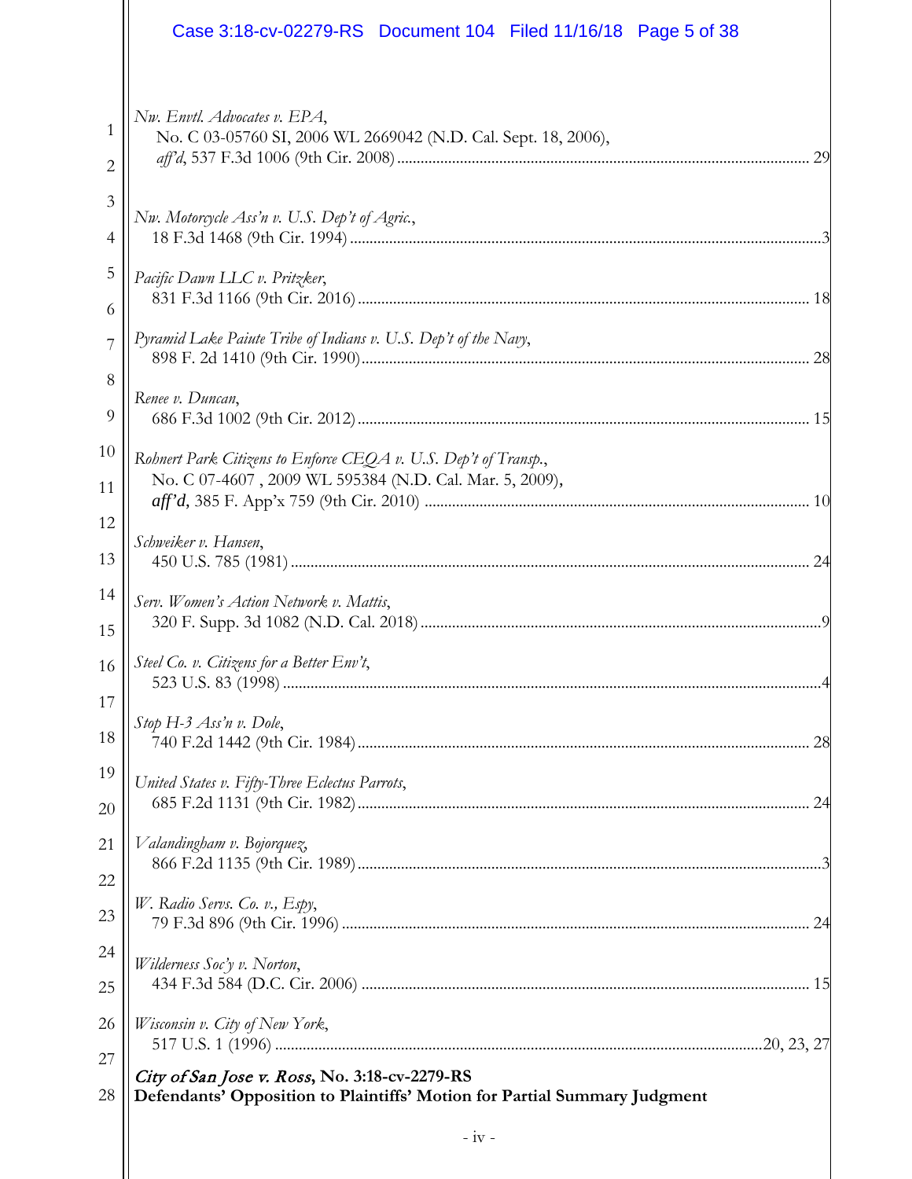*Nw. Envtl. Advocates v. EPA*,
No. C 03-05760 SI, 2006 WL 2669042 (N.D. Cal. Sept. 18, 2006), *aff'd*, 537 F.3d 1006 (9th Cir. 2008) ........ 29

*Nw. Motorcycle Ass'n v. U.S. Dep't of Agric.*,
18 F.3d 1468 (9th Cir. 1994) ........ 3

*Pacific Dawn LLC v. Pritzker*,
831 F.3d 1166 (9th Cir. 2016) ........ 18

*Pyramid Lake Paiute Tribe of Indians v. U.S. Dep't of the Navy*,
898 F. 2d 1410 (9th Cir. 1990) ........ 28

*Renee v. Duncan*,
686 F.3d 1002 (9th Cir. 2012) ........ 15

*Rohnert Park Citizens to Enforce CEQA v. U.S. Dep't of Transp.*,
No. C 07-4607 , 2009 WL 595384 (N.D. Cal. Mar. 5, 2009), ***aff'd***, 385 F. App'x 759 (9th Cir. 2010) ........ 10

*Schweiker v. Hansen*,
450 U.S. 785 (1981) ........ 24

*Serv. Women's Action Network v. Mattis*,
320 F. Supp. 3d 1082 (N.D. Cal. 2018) ........ 9

*Steel Co. v. Citizens for a Better Env't*,
523 U.S. 83 (1998) ........ 4

*Stop H-3 Ass'n v. Dole*,
740 F.2d 1442 (9th Cir. 1984) ........ 28

*United States v. Fifty-Three Eclectus Parrots*,
685 F.2d 1131 (9th Cir. 1982) ........ 24

*Valandingham v. Bojorquez*,
866 F.2d 1135 (9th Cir. 1989) ........ 3

*W. Radio Servs. Co. v., Espy*,
79 F.3d 896 (9th Cir. 1996) ........ 24

*Wilderness Soc'y v. Norton*,
434 F.3d 584 (D.C. Cir. 2006) ........ 15

*Wisconsin v. City of New York*,
517 U.S. 1 (1996) ........ 20, 23, 27

***City of San Jose v. Ross*, No. 3:18-cv-2279-RS**
**Defendants' Opposition to Plaintiffs' Motion for Partial Summary Judgment**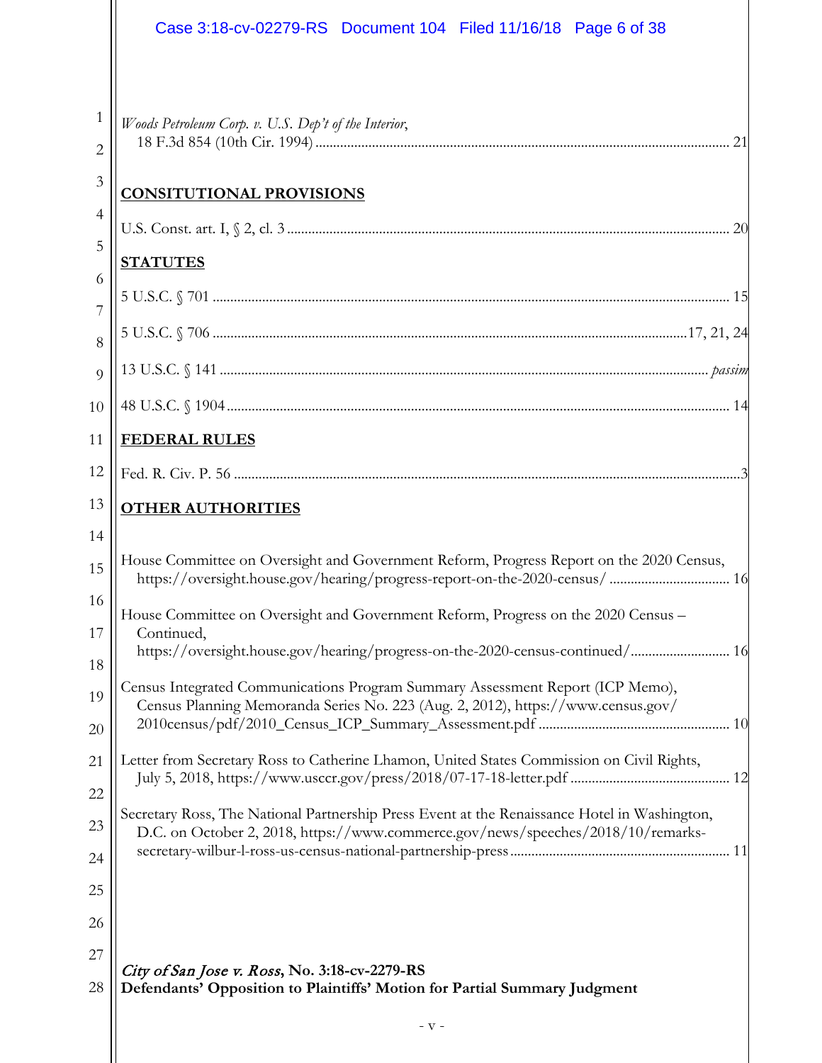*Woods Petroleum Corp. v. U.S. Dep't of the Interior*,
18 F.3d 854 (10th Cir. 1994) ........................................................................................................ 21

**CONSITUTIONAL PROVISIONS**

U.S. Const. art. I, § 2, cl. 3 ........................................................................................................ 20

**STATUTES**

5 U.S.C. § 701 ........................................................................................................ 15

5 U.S.C. § 706 ........................................................................................................ 17, 21, 24

13 U.S.C. § 141 ........................................................................................................ *passim*

48 U.S.C. § 1904 ........................................................................................................ 14

**FEDERAL RULES**

Fed. R. Civ. P. 56 ........................................................................................................ 3

**OTHER AUTHORITIES**

House Committee on Oversight and Government Reform, Progress Report on the 2020 Census, https://oversight.house.gov/hearing/progress-report-on-the-2020-census/ ........................................ 16

House Committee on Oversight and Government Reform, Progress on the 2020 Census – Continued, https://oversight.house.gov/hearing/progress-on-the-2020-census-continued/ ........................................ 16

Census Integrated Communications Program Summary Assessment Report (ICP Memo), Census Planning Memoranda Series No. 223 (Aug. 2, 2012), https://www.census.gov/2010census/pdf/2010_Census_ICP_Summary_Assessment.pdf ........................................ 10

Letter from Secretary Ross to Catherine Lhamon, United States Commission on Civil Rights, July 5, 2018, https://www.usccr.gov/press/2018/07-17-18-letter.pdf ........................................ 12

Secretary Ross, The National Partnership Press Event at the Renaissance Hotel in Washington, D.C. on October 2, 2018, https://www.commerce.gov/news/speeches/2018/10/remarks-secretary-wilbur-l-ross-us-census-national-partnership-press ........................................ 11

*City of San Jose v. Ross*, **No. 3:18-cv-2279-RS**
**Defendants' Opposition to Plaintiffs' Motion for Partial Summary Judgment**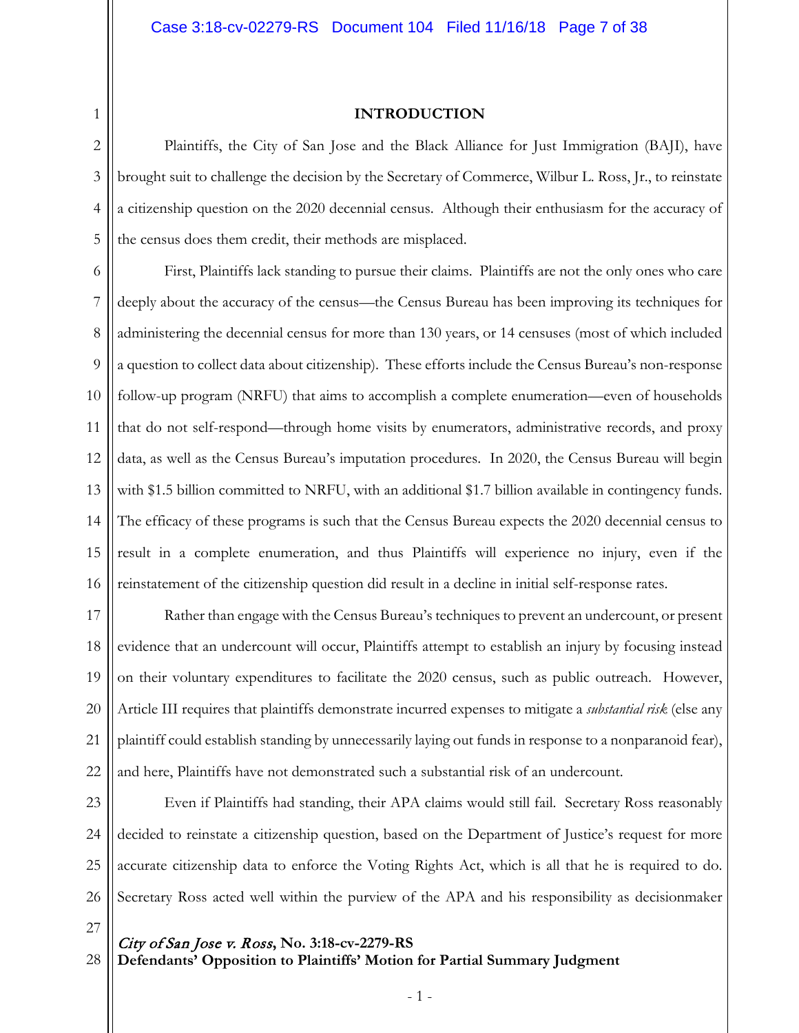# INTRODUCTION

Plaintiffs, the City of San Jose and the Black Alliance for Just Immigration (BAJI), have brought suit to challenge the decision by the Secretary of Commerce, Wilbur L. Ross, Jr., to reinstate a citizenship question on the 2020 decennial census. Although their enthusiasm for the accuracy of the census does them credit, their methods are misplaced.

First, Plaintiffs lack standing to pursue their claims. Plaintiffs are not the only ones who care deeply about the accuracy of the census—the Census Bureau has been improving its techniques for administering the decennial census for more than 130 years, or 14 censuses (most of which included a question to collect data about citizenship). These efforts include the Census Bureau's non-response follow-up program (NRFU) that aims to accomplish a complete enumeration—even of households that do not self-respond—through home visits by enumerators, administrative records, and proxy data, as well as the Census Bureau's imputation procedures. In 2020, the Census Bureau will begin with $1.5 billion committed to NRFU, with an additional $1.7 billion available in contingency funds. The efficacy of these programs is such that the Census Bureau expects the 2020 decennial census to result in a complete enumeration, and thus Plaintiffs will experience no injury, even if the reinstatement of the citizenship question did result in a decline in initial self-response rates.

Rather than engage with the Census Bureau's techniques to prevent an undercount, or present evidence that an undercount will occur, Plaintiffs attempt to establish an injury by focusing instead on their voluntary expenditures to facilitate the 2020 census, such as public outreach. However, Article III requires that plaintiffs demonstrate incurred expenses to mitigate a *substantial risk* (else any plaintiff could establish standing by unnecessarily laying out funds in response to a nonparanoid fear), and here, Plaintiffs have not demonstrated such a substantial risk of an undercount.

Even if Plaintiffs had standing, their APA claims would still fail. Secretary Ross reasonably decided to reinstate a citizenship question, based on the Department of Justice's request for more accurate citizenship data to enforce the Voting Rights Act, which is all that he is required to do. Secretary Ross acted well within the purview of the APA and his responsibility as decisionmaker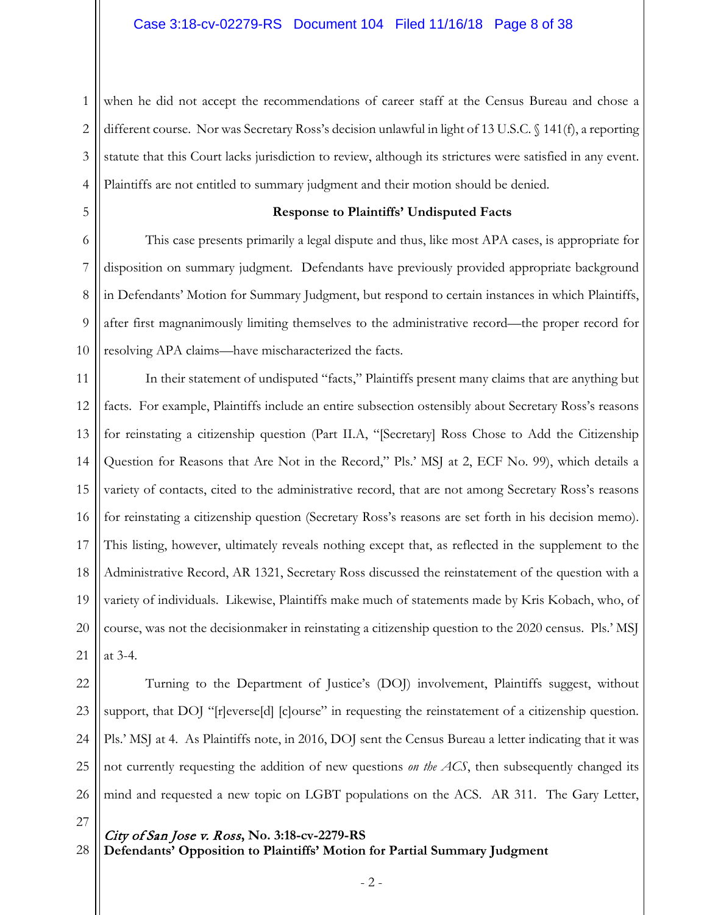when he did not accept the recommendations of career staff at the Census Bureau and chose a different course. Nor was Secretary Ross's decision unlawful in light of 13 U.S.C. § 141(f), a reporting statute that this Court lacks jurisdiction to review, although its strictures were satisfied in any event. Plaintiffs are not entitled to summary judgment and their motion should be denied.

**Response to Plaintiffs' Undisputed Facts**

This case presents primarily a legal dispute and thus, like most APA cases, is appropriate for disposition on summary judgment. Defendants have previously provided appropriate background in Defendants' Motion for Summary Judgment, but respond to certain instances in which Plaintiffs, after first magnanimously limiting themselves to the administrative record—the proper record for resolving APA claims—have mischaracterized the facts.

In their statement of undisputed "facts," Plaintiffs present many claims that are anything but facts. For example, Plaintiffs include an entire subsection ostensibly about Secretary Ross's reasons for reinstating a citizenship question (Part II.A, "[Secretary] Ross Chose to Add the Citizenship Question for Reasons that Are Not in the Record," Pls.' MSJ at 2, ECF No. 99), which details a variety of contacts, cited to the administrative record, that are not among Secretary Ross's reasons for reinstating a citizenship question (Secretary Ross's reasons are set forth in his decision memo). This listing, however, ultimately reveals nothing except that, as reflected in the supplement to the Administrative Record, AR 1321, Secretary Ross discussed the reinstatement of the question with a variety of individuals. Likewise, Plaintiffs make much of statements made by Kris Kobach, who, of course, was not the decisionmaker in reinstating a citizenship question to the 2020 census. Pls.' MSJ at 3-4.

Turning to the Department of Justice's (DOJ) involvement, Plaintiffs suggest, without support, that DOJ "[r]everse[d] [c]ourse" in requesting the reinstatement of a citizenship question. Pls.' MSJ at 4. As Plaintiffs note, in 2016, DOJ sent the Census Bureau a letter indicating that it was not currently requesting the addition of new questions *on the ACS*, then subsequently changed its mind and requested a new topic on LGBT populations on the ACS. AR 311. The Gary Letter,

*City of San Jose v. Ross*, **No. 3:18-cv-2279-RS**
**Defendants' Opposition to Plaintiffs' Motion for Partial Summary Judgment**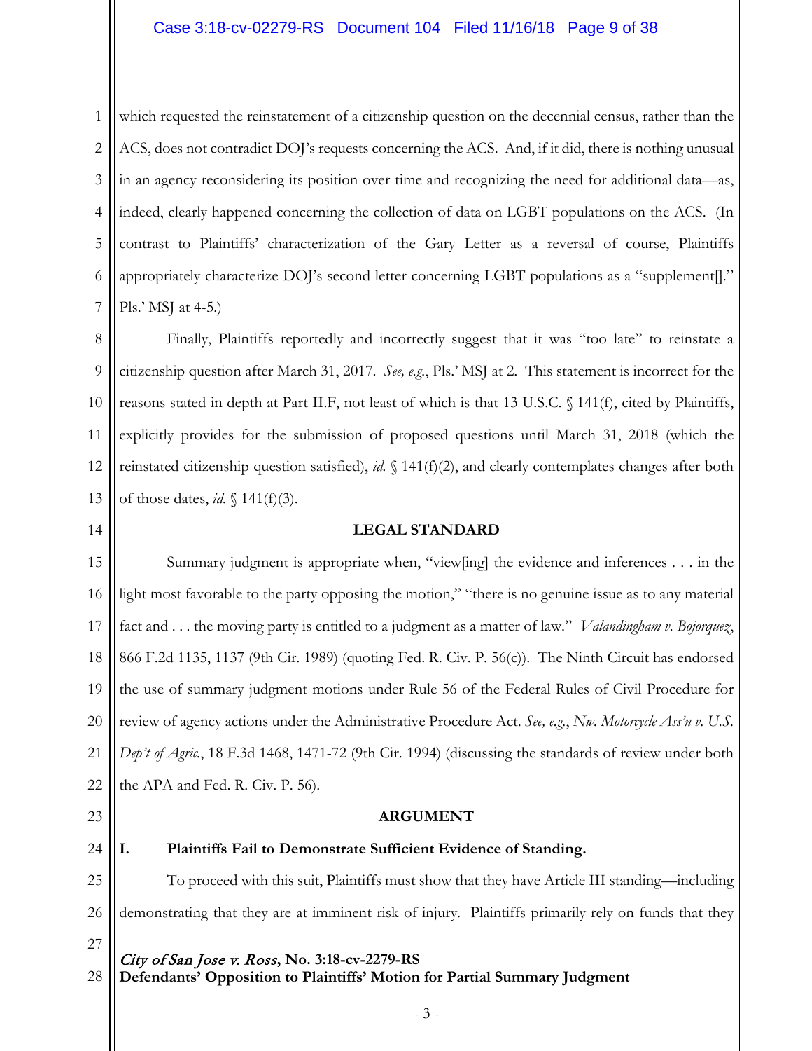which requested the reinstatement of a citizenship question on the decennial census, rather than the ACS, does not contradict DOJ's requests concerning the ACS. And, if it did, there is nothing unusual in an agency reconsidering its position over time and recognizing the need for additional data—as, indeed, clearly happened concerning the collection of data on LGBT populations on the ACS. (In contrast to Plaintiffs' characterization of the Gary Letter as a reversal of course, Plaintiffs appropriately characterize DOJ's second letter concerning LGBT populations as a "supplement[]." Pls.' MSJ at 4-5.)

Finally, Plaintiffs reportedly and incorrectly suggest that it was "too late" to reinstate a citizenship question after March 31, 2017. *See, e.g.*, Pls.' MSJ at 2. This statement is incorrect for the reasons stated in depth at Part II.F, not least of which is that 13 U.S.C. § 141(f), cited by Plaintiffs, explicitly provides for the submission of proposed questions until March 31, 2018 (which the reinstated citizenship question satisfied), *id.* § 141(f)(2), and clearly contemplates changes after both of those dates, *id.* § 141(f)(3).

## LEGAL STANDARD

Summary judgment is appropriate when, "view[ing] the evidence and inferences . . . in the light most favorable to the party opposing the motion," "there is no genuine issue as to any material fact and . . . the moving party is entitled to a judgment as a matter of law." *Valandingham v. Bojorquez*, 866 F.2d 1135, 1137 (9th Cir. 1989) (quoting Fed. R. Civ. P. 56(c)). The Ninth Circuit has endorsed the use of summary judgment motions under Rule 56 of the Federal Rules of Civil Procedure for review of agency actions under the Administrative Procedure Act. *See, e.g.*, *Nw. Motorcycle Ass'n v. U.S. Dep't of Agric.*, 18 F.3d 1468, 1471-72 (9th Cir. 1994) (discussing the standards of review under both the APA and Fed. R. Civ. P. 56).

## ARGUMENT

### I. Plaintiffs Fail to Demonstrate Sufficient Evidence of Standing.

To proceed with this suit, Plaintiffs must show that they have Article III standing—including demonstrating that they are at imminent risk of injury. Plaintiffs primarily rely on funds that they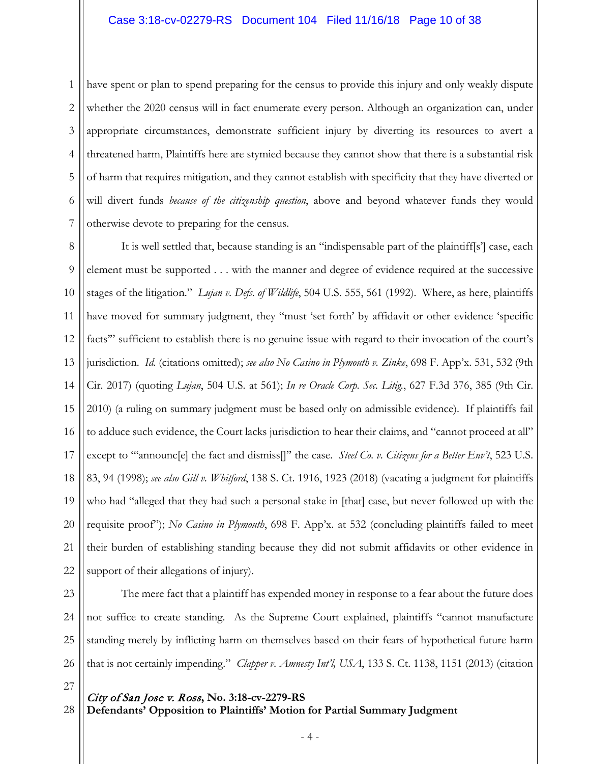have spent or plan to spend preparing for the census to provide this injury and only weakly dispute whether the 2020 census will in fact enumerate every person. Although an organization can, under appropriate circumstances, demonstrate sufficient injury by diverting its resources to avert a threatened harm, Plaintiffs here are stymied because they cannot show that there is a substantial risk of harm that requires mitigation, and they cannot establish with specificity that they have diverted or will divert funds *because of the citizenship question*, above and beyond whatever funds they would otherwise devote to preparing for the census.

It is well settled that, because standing is an "indispensable part of the plaintiff[s'] case, each element must be supported . . . with the manner and degree of evidence required at the successive stages of the litigation." *Lujan v. Defs. of Wildlife*, 504 U.S. 555, 561 (1992). Where, as here, plaintiffs have moved for summary judgment, they "must 'set forth' by affidavit or other evidence 'specific facts'" sufficient to establish there is no genuine issue with regard to their invocation of the court's jurisdiction. *Id.* (citations omitted); *see also No Casino in Plymouth v. Zinke*, 698 F. App'x. 531, 532 (9th Cir. 2017) (quoting *Lujan*, 504 U.S. at 561); *In re Oracle Corp. Sec. Litig.*, 627 F.3d 376, 385 (9th Cir. 2010) (a ruling on summary judgment must be based only on admissible evidence). If plaintiffs fail to adduce such evidence, the Court lacks jurisdiction to hear their claims, and "cannot proceed at all" except to "'announc[e] the fact and dismiss[]" the case. *Steel Co. v. Citizens for a Better Env't*, 523 U.S. 83, 94 (1998); *see also Gill v. Whitford*, 138 S. Ct. 1916, 1923 (2018) (vacating a judgment for plaintiffs who had "alleged that they had such a personal stake in [that] case, but never followed up with the requisite proof"); *No Casino in Plymouth*, 698 F. App'x. at 532 (concluding plaintiffs failed to meet their burden of establishing standing because they did not submit affidavits or other evidence in support of their allegations of injury).

The mere fact that a plaintiff has expended money in response to a fear about the future does not suffice to create standing. As the Supreme Court explained, plaintiffs "cannot manufacture standing merely by inflicting harm on themselves based on their fears of hypothetical future harm that is not certainly impending." *Clapper v. Amnesty Int'l, USA*, 133 S. Ct. 1138, 1151 (2013) (citation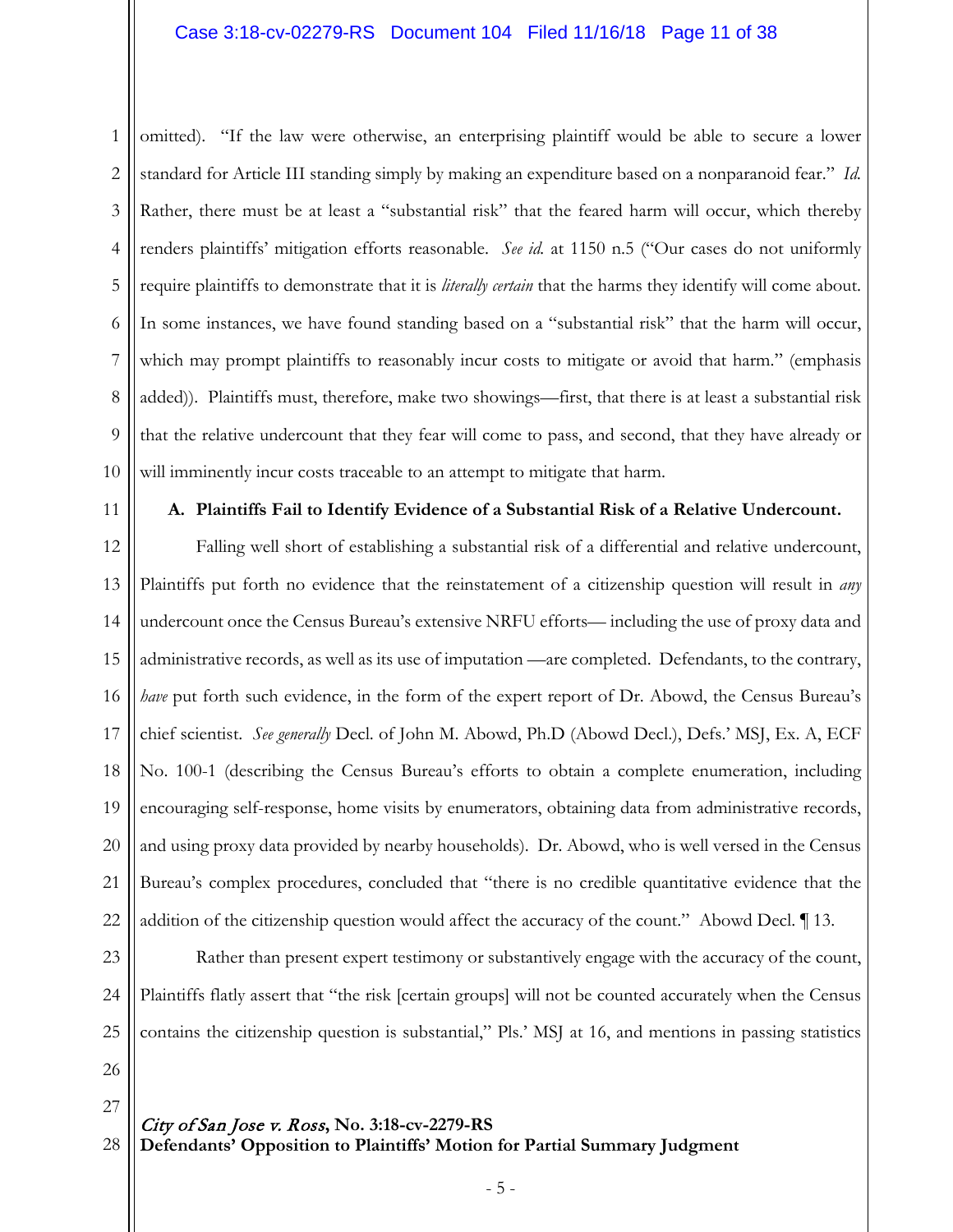omitted). "If the law were otherwise, an enterprising plaintiff would be able to secure a lower standard for Article III standing simply by making an expenditure based on a nonparanoid fear." *Id.* Rather, there must be at least a "substantial risk" that the feared harm will occur, which thereby renders plaintiffs' mitigation efforts reasonable. *See id.* at 1150 n.5 ("Our cases do not uniformly require plaintiffs to demonstrate that it is *literally certain* that the harms they identify will come about. In some instances, we have found standing based on a "substantial risk" that the harm will occur, which may prompt plaintiffs to reasonably incur costs to mitigate or avoid that harm." (emphasis added)). Plaintiffs must, therefore, make two showings—first, that there is at least a substantial risk that the relative undercount that they fear will come to pass, and second, that they have already or will imminently incur costs traceable to an attempt to mitigate that harm.

**A. Plaintiffs Fail to Identify Evidence of a Substantial Risk of a Relative Undercount.**

Falling well short of establishing a substantial risk of a differential and relative undercount, Plaintiffs put forth no evidence that the reinstatement of a citizenship question will result in *any* undercount once the Census Bureau's extensive NRFU efforts— including the use of proxy data and administrative records, as well as its use of imputation —are completed. Defendants, to the contrary, *have* put forth such evidence, in the form of the expert report of Dr. Abowd, the Census Bureau's chief scientist. *See generally* Decl. of John M. Abowd, Ph.D (Abowd Decl.), Defs.' MSJ, Ex. A, ECF No. 100-1 (describing the Census Bureau's efforts to obtain a complete enumeration, including encouraging self-response, home visits by enumerators, obtaining data from administrative records, and using proxy data provided by nearby households). Dr. Abowd, who is well versed in the Census Bureau's complex procedures, concluded that "there is no credible quantitative evidence that the addition of the citizenship question would affect the accuracy of the count." Abowd Decl. ¶ 13.

Rather than present expert testimony or substantively engage with the accuracy of the count, Plaintiffs flatly assert that "the risk [certain groups] will not be counted accurately when the Census contains the citizenship question is substantial," Pls.' MSJ at 16, and mentions in passing statistics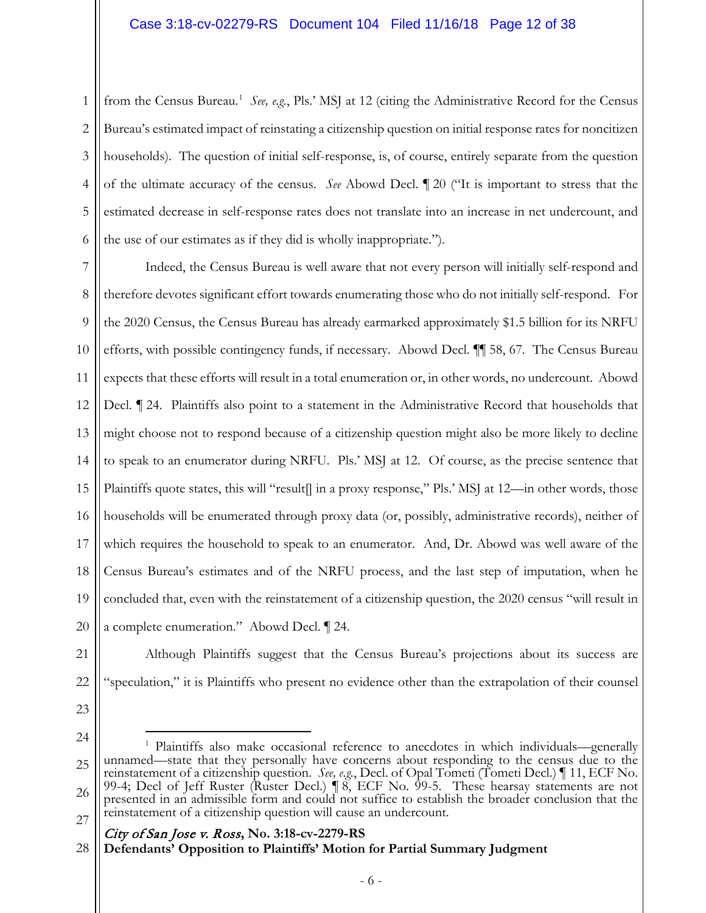from the Census Bureau.[1] *See, e.g.*, Pls.' MSJ at 12 (citing the Administrative Record for the Census Bureau's estimated impact of reinstating a citizenship question on initial response rates for noncitizen households). The question of initial self-response, is, of course, entirely separate from the question of the ultimate accuracy of the census. *See* Abowd Decl. ¶ 20 ("It is important to stress that the estimated decrease in self-response rates does not translate into an increase in net undercount, and the use of our estimates as if they did is wholly inappropriate.").

Indeed, the Census Bureau is well aware that not every person will initially self-respond and therefore devotes significant effort towards enumerating those who do not initially self-respond. For the 2020 Census, the Census Bureau has already earmarked approximately $1.5 billion for its NRFU efforts, with possible contingency funds, if necessary. Abowd Decl. ¶¶ 58, 67. The Census Bureau expects that these efforts will result in a total enumeration or, in other words, no undercount. Abowd Decl. ¶ 24. Plaintiffs also point to a statement in the Administrative Record that households that might choose not to respond because of a citizenship question might also be more likely to decline to speak to an enumerator during NRFU. Pls.' MSJ at 12. Of course, as the precise sentence that Plaintiffs quote states, this will "result[] in a proxy response," Pls.' MSJ at 12—in other words, those households will be enumerated through proxy data (or, possibly, administrative records), neither of which requires the household to speak to an enumerator. And, Dr. Abowd was well aware of the Census Bureau's estimates and of the NRFU process, and the last step of imputation, when he concluded that, even with the reinstatement of a citizenship question, the 2020 census "will result in a complete enumeration." Abowd Decl. ¶ 24.

Although Plaintiffs suggest that the Census Bureau's projections about its success are "speculation," it is Plaintiffs who present no evidence other than the extrapolation of their counsel

---

[1] Plaintiffs also make occasional reference to anecdotes in which individuals—generally unnamed—state that they personally have concerns about responding to the census due to the reinstatement of a citizenship question. *See, e.g.*, Decl. of Opal Tometi (Tometi Decl.) ¶ 11, ECF No. 99-4; Decl of Jeff Ruster (Ruster Decl.) ¶ 8, ECF No. 99-5. These hearsay statements are not presented in an admissible form and could not suffice to establish the broader conclusion that the reinstatement of a citizenship question will cause an undercount.

*City of San Jose v. Ross*, **No. 3:18-cv-2279-RS**
**Defendants' Opposition to Plaintiffs' Motion for Partial Summary Judgment**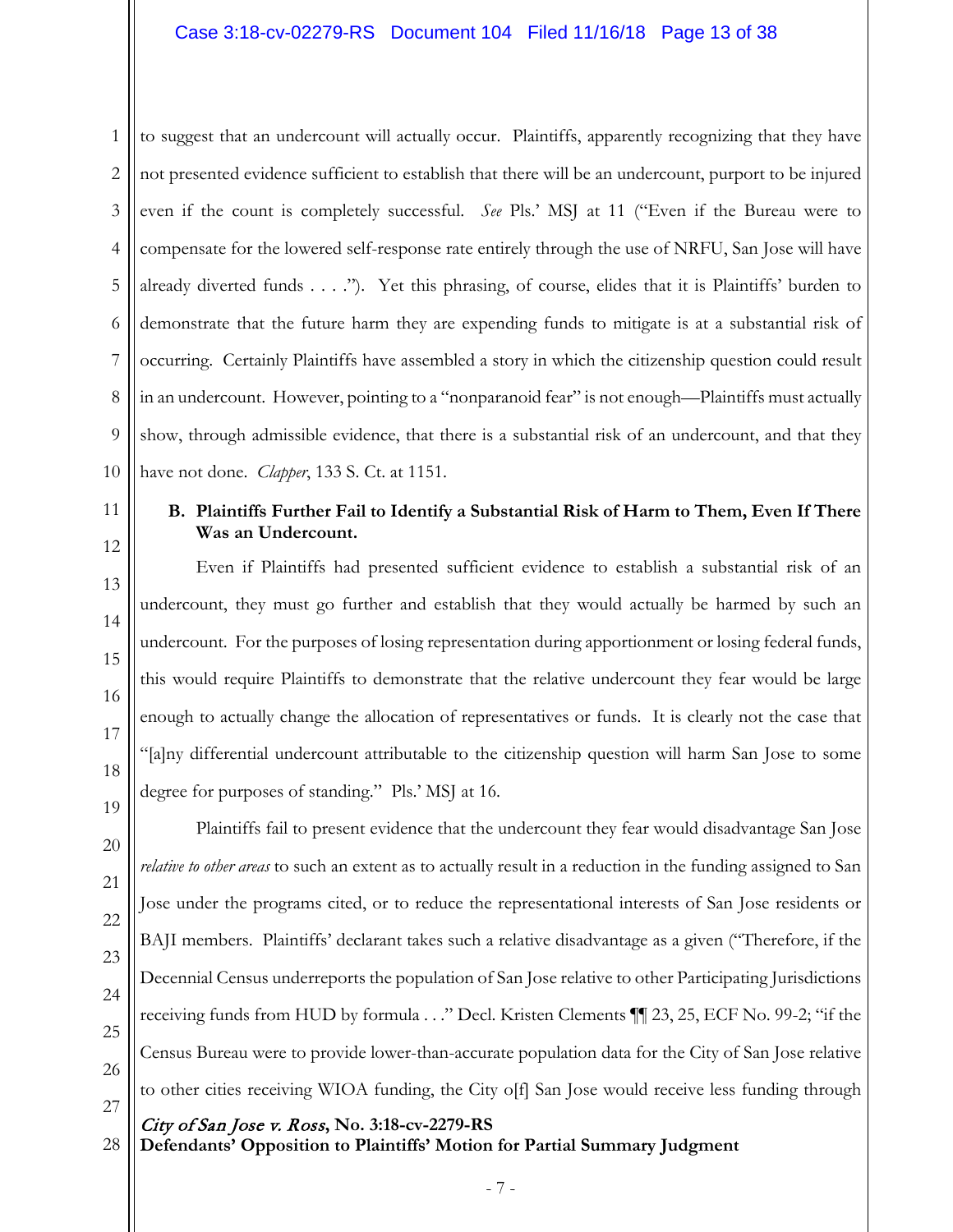to suggest that an undercount will actually occur. Plaintiffs, apparently recognizing that they have not presented evidence sufficient to establish that there will be an undercount, purport to be injured even if the count is completely successful. *See* Pls.' MSJ at 11 ("Even if the Bureau were to compensate for the lowered self-response rate entirely through the use of NRFU, San Jose will have already diverted funds . . . ."). Yet this phrasing, of course, elides that it is Plaintiffs' burden to demonstrate that the future harm they are expending funds to mitigate is at a substantial risk of occurring. Certainly Plaintiffs have assembled a story in which the citizenship question could result in an undercount. However, pointing to a "nonparanoid fear" is not enough—Plaintiffs must actually show, through admissible evidence, that there is a substantial risk of an undercount, and that they have not done. *Clapper*, 133 S. Ct. at 1151.

### B. Plaintiffs Further Fail to Identify a Substantial Risk of Harm to Them, Even If There Was an Undercount.

Even if Plaintiffs had presented sufficient evidence to establish a substantial risk of an undercount, they must go further and establish that they would actually be harmed by such an undercount. For the purposes of losing representation during apportionment or losing federal funds, this would require Plaintiffs to demonstrate that the relative undercount they fear would be large enough to actually change the allocation of representatives or funds. It is clearly not the case that "[a]ny differential undercount attributable to the citizenship question will harm San Jose to some degree for purposes of standing." Pls.' MSJ at 16.

Plaintiffs fail to present evidence that the undercount they fear would disadvantage San Jose *relative to other areas* to such an extent as to actually result in a reduction in the funding assigned to San Jose under the programs cited, or to reduce the representational interests of San Jose residents or BAJI members. Plaintiffs' declarant takes such a relative disadvantage as a given ("Therefore, if the Decennial Census underreports the population of San Jose relative to other Participating Jurisdictions receiving funds from HUD by formula . . ." Decl. Kristen Clements ¶¶ 23, 25, ECF No. 99-2; "if the Census Bureau were to provide lower-than-accurate population data for the City of San Jose relative to other cities receiving WIOA funding, the City o[f] San Jose would receive less funding through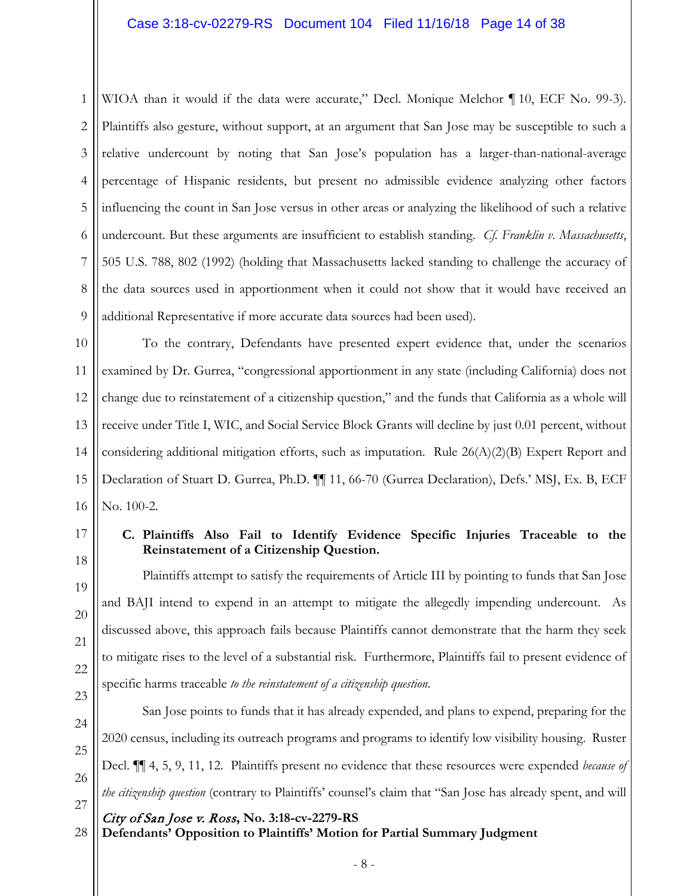WIOA than it would if the data were accurate," Decl. Monique Melchor ¶ 10, ECF No. 99-3). Plaintiffs also gesture, without support, at an argument that San Jose may be susceptible to such a relative undercount by noting that San Jose's population has a larger-than-national-average percentage of Hispanic residents, but present no admissible evidence analyzing other factors influencing the count in San Jose versus in other areas or analyzing the likelihood of such a relative undercount. But these arguments are insufficient to establish standing. *Cf. Franklin v. Massachusetts*, 505 U.S. 788, 802 (1992) (holding that Massachusetts lacked standing to challenge the accuracy of the data sources used in apportionment when it could not show that it would have received an additional Representative if more accurate data sources had been used).

To the contrary, Defendants have presented expert evidence that, under the scenarios examined by Dr. Gurrea, "congressional apportionment in any state (including California) does not change due to reinstatement of a citizenship question," and the funds that California as a whole will receive under Title I, WIC, and Social Service Block Grants will decline by just 0.01 percent, without considering additional mitigation efforts, such as imputation. Rule 26(A)(2)(B) Expert Report and Declaration of Stuart D. Gurrea, Ph.D. ¶¶ 11, 66-70 (Gurrea Declaration), Defs.' MSJ, Ex. B, ECF No. 100-2.

### C. Plaintiffs Also Fail to Identify Evidence Specific Injuries Traceable to the Reinstatement of a Citizenship Question.

Plaintiffs attempt to satisfy the requirements of Article III by pointing to funds that San Jose and BAJI intend to expend in an attempt to mitigate the allegedly impending undercount. As discussed above, this approach fails because Plaintiffs cannot demonstrate that the harm they seek to mitigate rises to the level of a substantial risk. Furthermore, Plaintiffs fail to present evidence of specific harms traceable *to the reinstatement of a citizenship question*.

San Jose points to funds that it has already expended, and plans to expend, preparing for the 2020 census, including its outreach programs and programs to identify low visibility housing. Ruster Decl. ¶¶ 4, 5, 9, 11, 12. Plaintiffs present no evidence that these resources were expended *because of the citizenship question* (contrary to Plaintiffs' counsel's claim that "San Jose has already spent, and will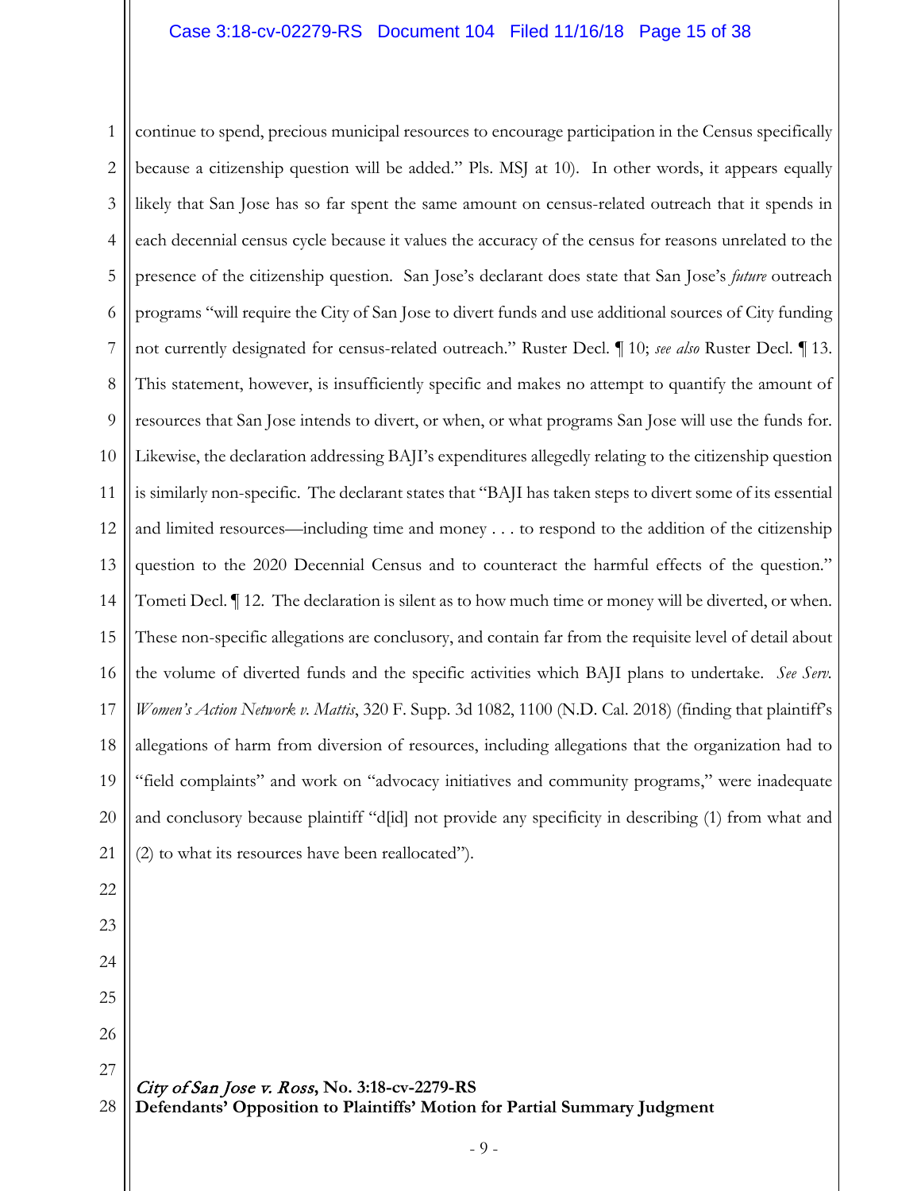continue to spend, precious municipal resources to encourage participation in the Census specifically because a citizenship question will be added." Pls. MSJ at 10). In other words, it appears equally likely that San Jose has so far spent the same amount on census-related outreach that it spends in each decennial census cycle because it values the accuracy of the census for reasons unrelated to the presence of the citizenship question. San Jose's declarant does state that San Jose's *future* outreach programs "will require the City of San Jose to divert funds and use additional sources of City funding not currently designated for census-related outreach." Ruster Decl. ¶ 10; *see also* Ruster Decl. ¶ 13. This statement, however, is insufficiently specific and makes no attempt to quantify the amount of resources that San Jose intends to divert, or when, or what programs San Jose will use the funds for. Likewise, the declaration addressing BAJI's expenditures allegedly relating to the citizenship question is similarly non-specific. The declarant states that "BAJI has taken steps to divert some of its essential and limited resources—including time and money . . . to respond to the addition of the citizenship question to the 2020 Decennial Census and to counteract the harmful effects of the question." Tometi Decl. ¶ 12. The declaration is silent as to how much time or money will be diverted, or when. These non-specific allegations are conclusory, and contain far from the requisite level of detail about the volume of diverted funds and the specific activities which BAJI plans to undertake. *See Serv. Women's Action Network v. Mattis*, 320 F. Supp. 3d 1082, 1100 (N.D. Cal. 2018) (finding that plaintiff's allegations of harm from diversion of resources, including allegations that the organization had to "field complaints" and work on "advocacy initiatives and community programs," were inadequate and conclusory because plaintiff "d[id] not provide any specificity in describing (1) from what and (2) to what its resources have been reallocated").

*City of San Jose v. Ross*, **No. 3:18-cv-2279-RS**
**Defendants' Opposition to Plaintiffs' Motion for Partial Summary Judgment**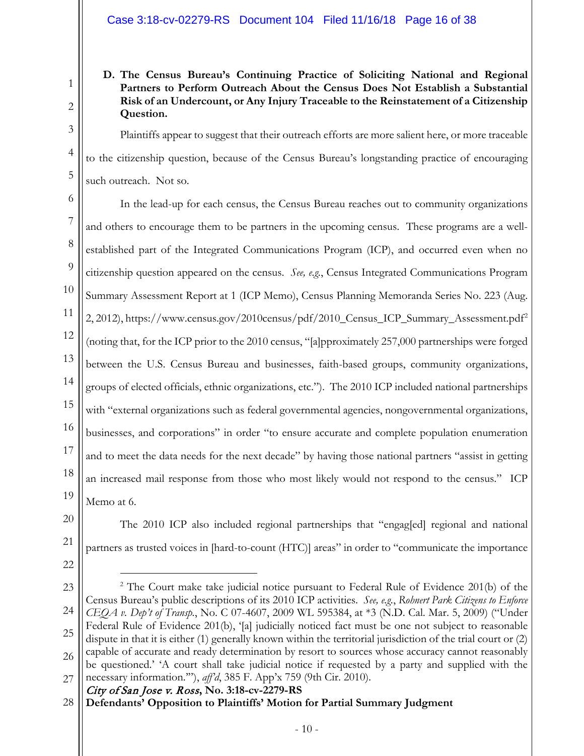**D. The Census Bureau's Continuing Practice of Soliciting National and Regional Partners to Perform Outreach About the Census Does Not Establish a Substantial Risk of an Undercount, or Any Injury Traceable to the Reinstatement of a Citizenship Question.**

Plaintiffs appear to suggest that their outreach efforts are more salient here, or more traceable to the citizenship question, because of the Census Bureau's longstanding practice of encouraging such outreach. Not so.

In the lead-up for each census, the Census Bureau reaches out to community organizations and others to encourage them to be partners in the upcoming census. These programs are a well-established part of the Integrated Communications Program (ICP), and occurred even when no citizenship question appeared on the census. *See, e.g.*, Census Integrated Communications Program Summary Assessment Report at 1 (ICP Memo), Census Planning Memoranda Series No. 223 (Aug. 2, 2012), https://www.census.gov/2010census/pdf/2010_Census_ICP_Summary_Assessment.pdf[2] (noting that, for the ICP prior to the 2010 census, "[a]pproximately 257,000 partnerships were forged between the U.S. Census Bureau and businesses, faith-based groups, community organizations, groups of elected officials, ethnic organizations, etc."). The 2010 ICP included national partnerships with "external organizations such as federal governmental agencies, nongovernmental organizations, businesses, and corporations" in order "to ensure accurate and complete population enumeration and to meet the data needs for the next decade" by having those national partners "assist in getting an increased mail response from those who most likely would not respond to the census." ICP Memo at 6.

The 2010 ICP also included regional partnerships that "engag[ed] regional and national partners as trusted voices in [hard-to-count (HTC)] areas" in order to "communicate the importance

---

[2] The Court make take judicial notice pursuant to Federal Rule of Evidence 201(b) of the Census Bureau's public descriptions of its 2010 ICP activities. *See, e.g.*, *Rohnert Park Citizens to Enforce CEQA v. Dep't of Transp.*, No. C 07-4607, 2009 WL 595384, at *3 (N.D. Cal. Mar. 5, 2009) ("Under Federal Rule of Evidence 201(b), '[a] judicially noticed fact must be one not subject to reasonable dispute in that it is either (1) generally known within the territorial jurisdiction of the trial court or (2) capable of accurate and ready determination by resort to sources whose accuracy cannot reasonably be questioned.' 'A court shall take judicial notice if requested by a party and supplied with the necessary information.'"), *aff'd*, 385 F. App'x 759 (9th Cir. 2010).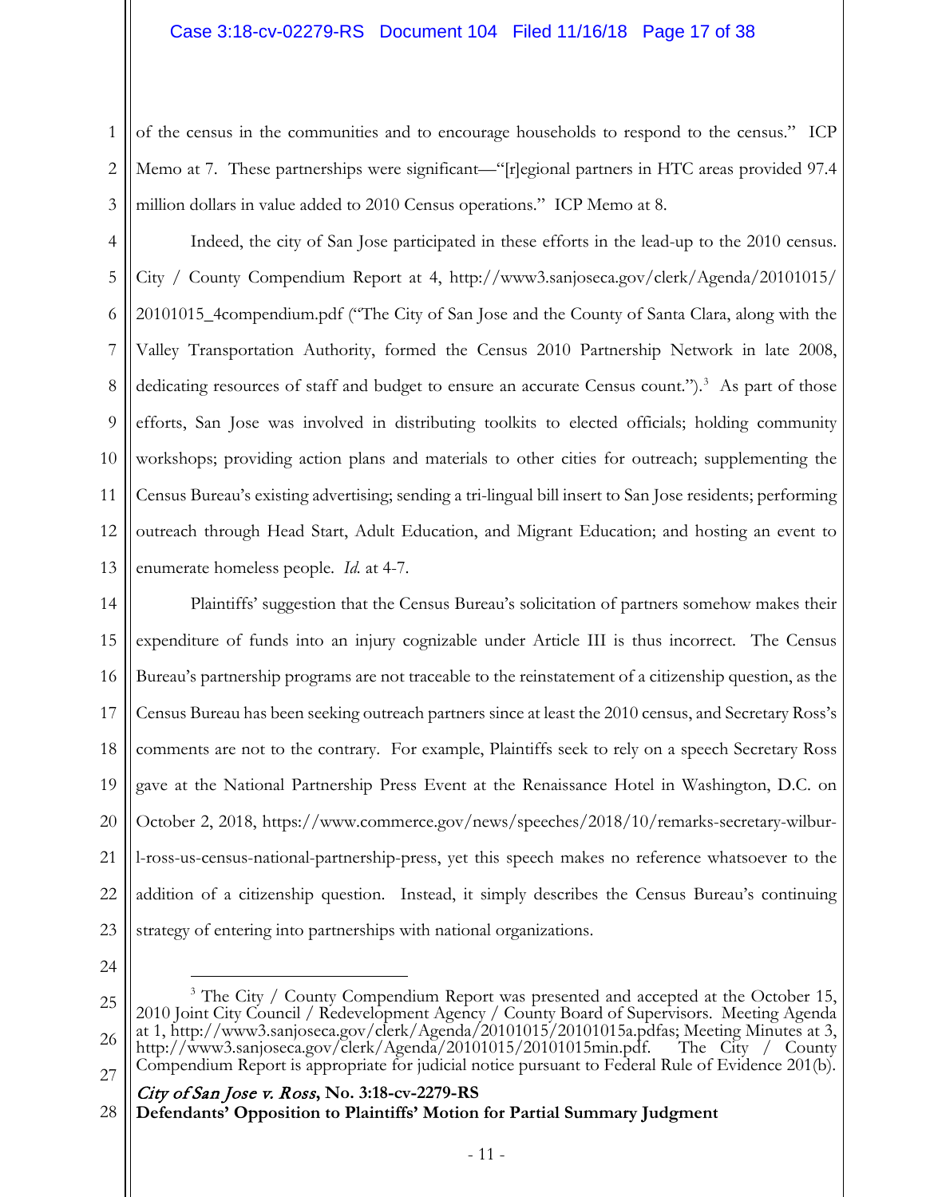of the census in the communities and to encourage households to respond to the census." ICP Memo at 7. These partnerships were significant—"[r]egional partners in HTC areas provided 97.4 million dollars in value added to 2010 Census operations." ICP Memo at 8.

Indeed, the city of San Jose participated in these efforts in the lead-up to the 2010 census. City / County Compendium Report at 4, http://www3.sanjoseca.gov/clerk/Agenda/20101015/20101015_4compendium.pdf ("The City of San Jose and the County of Santa Clara, along with the Valley Transportation Authority, formed the Census 2010 Partnership Network in late 2008, dedicating resources of staff and budget to ensure an accurate Census count.").[3] As part of those efforts, San Jose was involved in distributing toolkits to elected officials; holding community workshops; providing action plans and materials to other cities for outreach; supplementing the Census Bureau's existing advertising; sending a tri-lingual bill insert to San Jose residents; performing outreach through Head Start, Adult Education, and Migrant Education; and hosting an event to enumerate homeless people. *Id.* at 4-7.

Plaintiffs' suggestion that the Census Bureau's solicitation of partners somehow makes their expenditure of funds into an injury cognizable under Article III is thus incorrect. The Census Bureau's partnership programs are not traceable to the reinstatement of a citizenship question, as the Census Bureau has been seeking outreach partners since at least the 2010 census, and Secretary Ross's comments are not to the contrary. For example, Plaintiffs seek to rely on a speech Secretary Ross gave at the National Partnership Press Event at the Renaissance Hotel in Washington, D.C. on October 2, 2018, https://www.commerce.gov/news/speeches/2018/10/remarks-secretary-wilbur-l-ross-us-census-national-partnership-press, yet this speech makes no reference whatsoever to the addition of a citizenship question. Instead, it simply describes the Census Bureau's continuing strategy of entering into partnerships with national organizations.

---

[3] The City / County Compendium Report was presented and accepted at the October 15, 2010 Joint City Council / Redevelopment Agency / County Board of Supervisors. Meeting Agenda at 1, http://www3.sanjoseca.gov/clerk/Agenda/20101015/20101015a.pdfas; Meeting Minutes at 3, http://www3.sanjoseca.gov/clerk/Agenda/20101015/20101015min.pdf. The City / County Compendium Report is appropriate for judicial notice pursuant to Federal Rule of Evidence 201(b).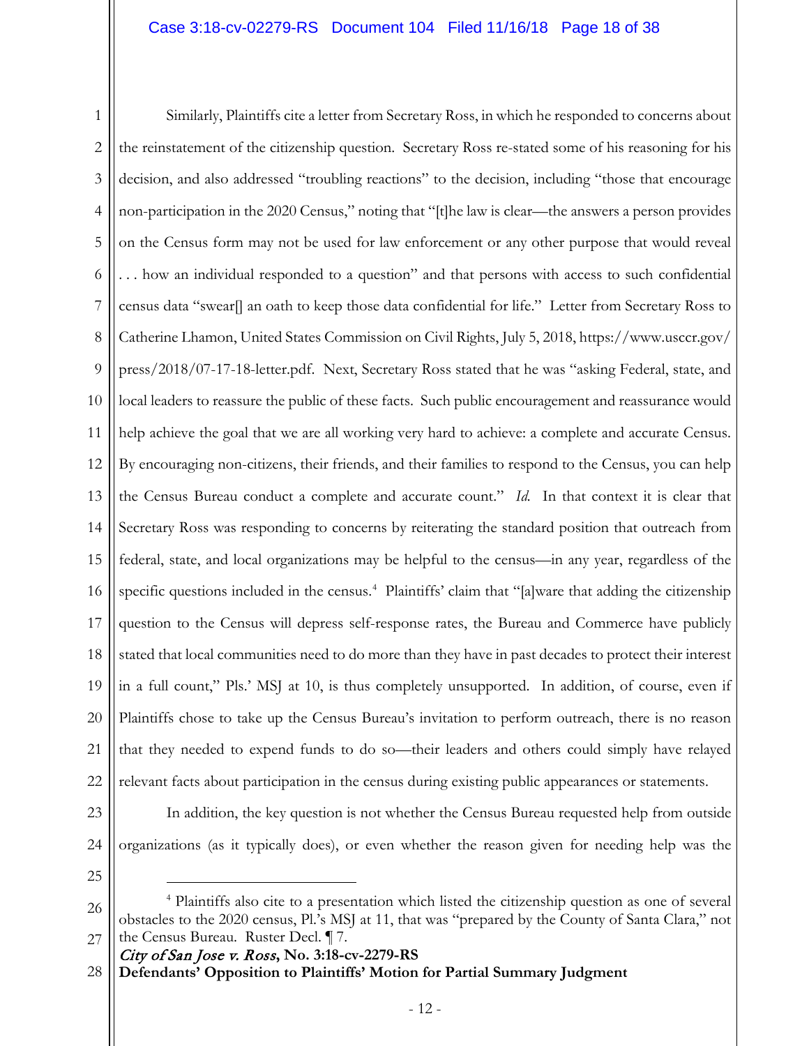Similarly, Plaintiffs cite a letter from Secretary Ross, in which he responded to concerns about the reinstatement of the citizenship question. Secretary Ross re-stated some of his reasoning for his decision, and also addressed "troubling reactions" to the decision, including "those that encourage non-participation in the 2020 Census," noting that "[t]he law is clear—the answers a person provides on the Census form may not be used for law enforcement or any other purpose that would reveal . . . how an individual responded to a question" and that persons with access to such confidential census data "swear[] an oath to keep those data confidential for life." Letter from Secretary Ross to Catherine Lhamon, United States Commission on Civil Rights, July 5, 2018, https://www.usccr.gov/press/2018/07-17-18-letter.pdf. Next, Secretary Ross stated that he was "asking Federal, state, and local leaders to reassure the public of these facts. Such public encouragement and reassurance would help achieve the goal that we are all working very hard to achieve: a complete and accurate Census. By encouraging non-citizens, their friends, and their families to respond to the Census, you can help the Census Bureau conduct a complete and accurate count." *Id.* In that context it is clear that Secretary Ross was responding to concerns by reiterating the standard position that outreach from federal, state, and local organizations may be helpful to the census—in any year, regardless of the specific questions included in the census.[4] Plaintiffs' claim that "[a]ware that adding the citizenship question to the Census will depress self-response rates, the Bureau and Commerce have publicly stated that local communities need to do more than they have in past decades to protect their interest in a full count," Pls.' MSJ at 10, is thus completely unsupported. In addition, of course, even if Plaintiffs chose to take up the Census Bureau's invitation to perform outreach, there is no reason that they needed to expend funds to do so—their leaders and others could simply have relayed relevant facts about participation in the census during existing public appearances or statements.

In addition, the key question is not whether the Census Bureau requested help from outside organizations (as it typically does), or even whether the reason given for needing help was the

[4] Plaintiffs also cite to a presentation which listed the citizenship question as one of several obstacles to the 2020 census, Pl.'s MSJ at 11, that was "prepared by the County of Santa Clara," not the Census Bureau. Ruster Decl. ¶ 7.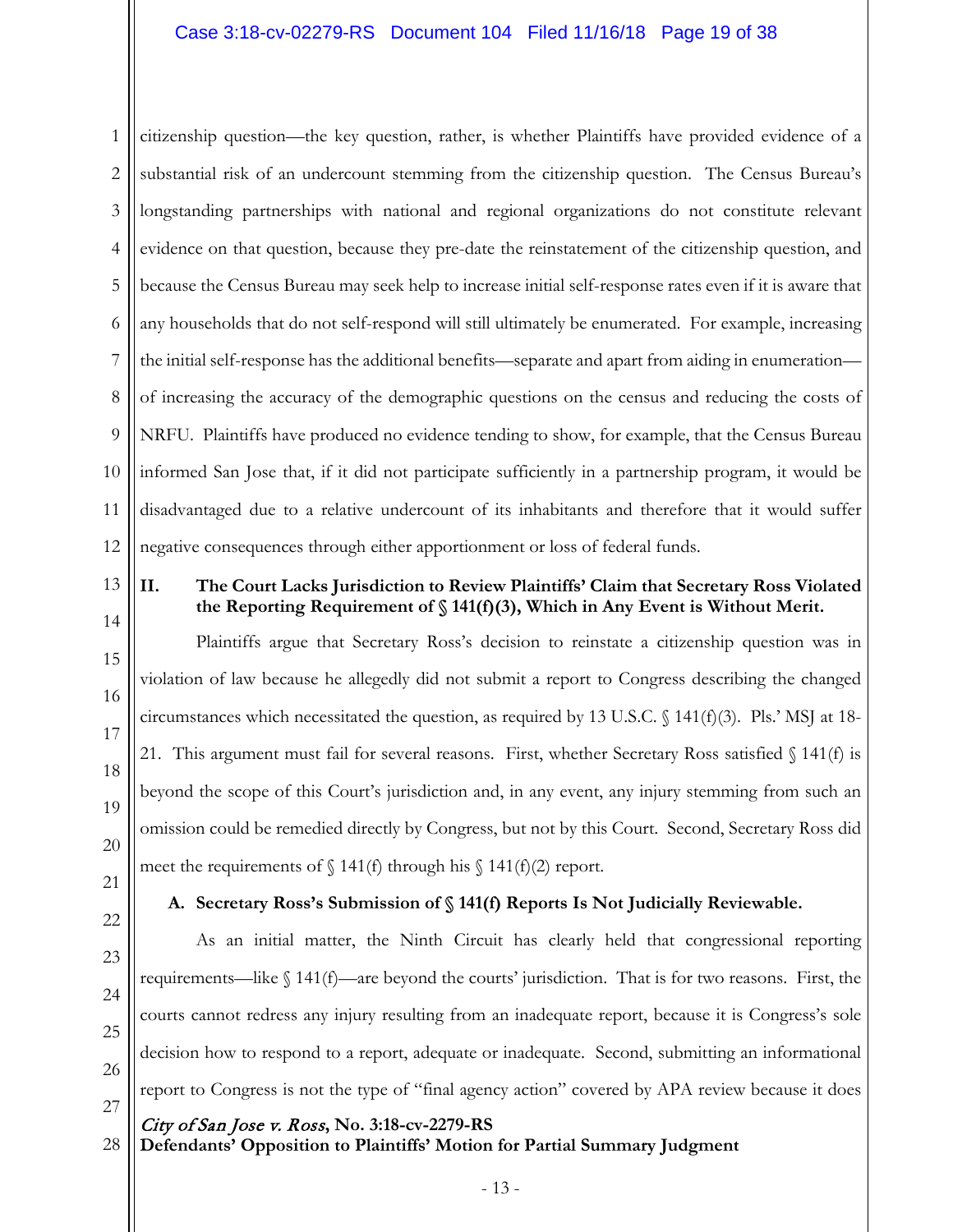citizenship question—the key question, rather, is whether Plaintiffs have provided evidence of a substantial risk of an undercount stemming from the citizenship question. The Census Bureau's longstanding partnerships with national and regional organizations do not constitute relevant evidence on that question, because they pre-date the reinstatement of the citizenship question, and because the Census Bureau may seek help to increase initial self-response rates even if it is aware that any households that do not self-respond will still ultimately be enumerated. For example, increasing the initial self-response has the additional benefits—separate and apart from aiding in enumeration—of increasing the accuracy of the demographic questions on the census and reducing the costs of NRFU. Plaintiffs have produced no evidence tending to show, for example, that the Census Bureau informed San Jose that, if it did not participate sufficiently in a partnership program, it would be disadvantaged due to a relative undercount of its inhabitants and therefore that it would suffer negative consequences through either apportionment or loss of federal funds.

## II. The Court Lacks Jurisdiction to Review Plaintiffs' Claim that Secretary Ross Violated the Reporting Requirement of § 141(f)(3), Which in Any Event is Without Merit.

Plaintiffs argue that Secretary Ross's decision to reinstate a citizenship question was in violation of law because he allegedly did not submit a report to Congress describing the changed circumstances which necessitated the question, as required by 13 U.S.C. § 141(f)(3). Pls.' MSJ at 18-21. This argument must fail for several reasons. First, whether Secretary Ross satisfied § 141(f) is beyond the scope of this Court's jurisdiction and, in any event, any injury stemming from such an omission could be remedied directly by Congress, but not by this Court. Second, Secretary Ross did meet the requirements of § 141(f) through his § 141(f)(2) report.

### A. Secretary Ross's Submission of § 141(f) Reports Is Not Judicially Reviewable.

As an initial matter, the Ninth Circuit has clearly held that congressional reporting requirements—like § 141(f)—are beyond the courts' jurisdiction. That is for two reasons. First, the courts cannot redress any injury resulting from an inadequate report, because it is Congress's sole decision how to respond to a report, adequate or inadequate. Second, submitting an informational report to Congress is not the type of "final agency action" covered by APA review because it does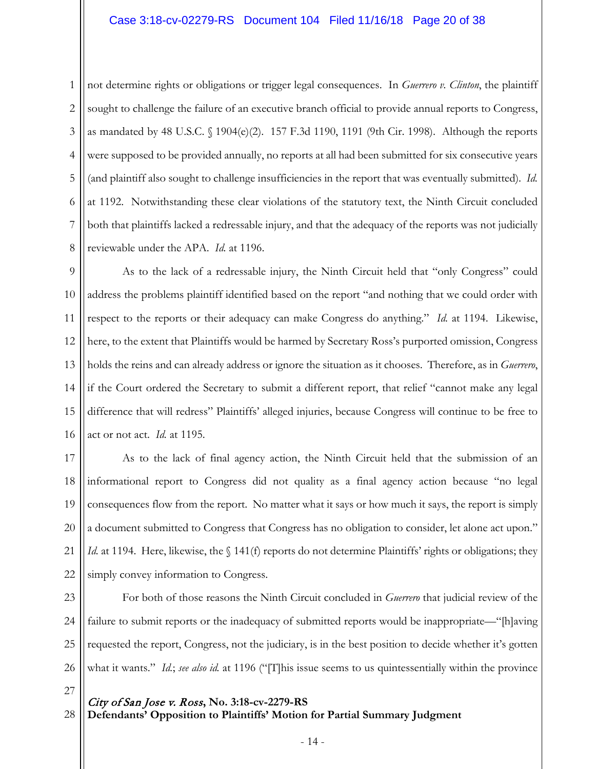not determine rights or obligations or trigger legal consequences. In *Guerrero v. Clinton*, the plaintiff sought to challenge the failure of an executive branch official to provide annual reports to Congress, as mandated by 48 U.S.C. § 1904(e)(2). 157 F.3d 1190, 1191 (9th Cir. 1998). Although the reports were supposed to be provided annually, no reports at all had been submitted for six consecutive years (and plaintiff also sought to challenge insufficiencies in the report that was eventually submitted). *Id.* at 1192. Notwithstanding these clear violations of the statutory text, the Ninth Circuit concluded both that plaintiffs lacked a redressable injury, and that the adequacy of the reports was not judicially reviewable under the APA. *Id.* at 1196.

As to the lack of a redressable injury, the Ninth Circuit held that "only Congress" could address the problems plaintiff identified based on the report "and nothing that we could order with respect to the reports or their adequacy can make Congress do anything." *Id.* at 1194. Likewise, here, to the extent that Plaintiffs would be harmed by Secretary Ross's purported omission, Congress holds the reins and can already address or ignore the situation as it chooses. Therefore, as in *Guerrero*, if the Court ordered the Secretary to submit a different report, that relief "cannot make any legal difference that will redress" Plaintiffs' alleged injuries, because Congress will continue to be free to act or not act. *Id.* at 1195.

As to the lack of final agency action, the Ninth Circuit held that the submission of an informational report to Congress did not quality as a final agency action because "no legal consequences flow from the report. No matter what it says or how much it says, the report is simply a document submitted to Congress that Congress has no obligation to consider, let alone act upon." *Id.* at 1194. Here, likewise, the § 141(f) reports do not determine Plaintiffs' rights or obligations; they simply convey information to Congress.

For both of those reasons the Ninth Circuit concluded in *Guerrero* that judicial review of the failure to submit reports or the inadequacy of submitted reports would be inappropriate—"[h]aving requested the report, Congress, not the judiciary, is in the best position to decide whether it's gotten what it wants." *Id.*; *see also id.* at 1196 ("[T]his issue seems to us quintessentially within the province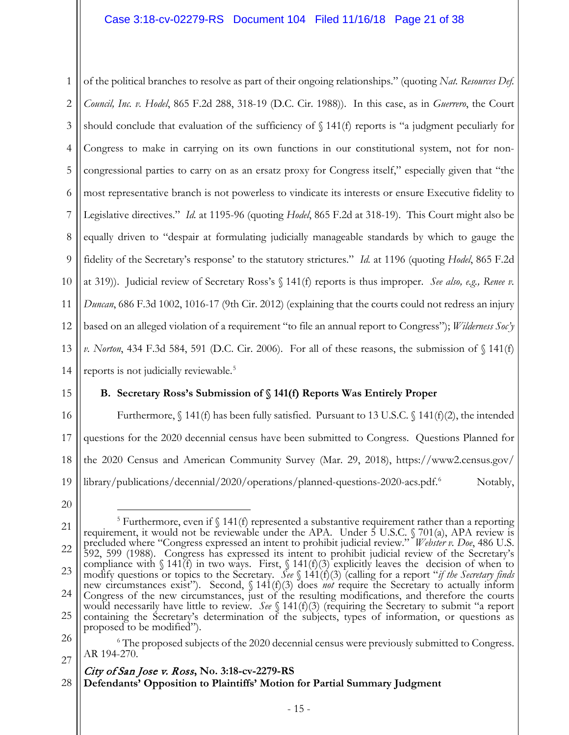of the political branches to resolve as part of their ongoing relationships." (quoting *Nat. Resources Def. Council, Inc. v. Hodel*, 865 F.2d 288, 318-19 (D.C. Cir. 1988)). In this case, as in *Guerrero*, the Court should conclude that evaluation of the sufficiency of § 141(f) reports is "a judgment peculiarly for Congress to make in carrying on its own functions in our constitutional system, not for non-congressional parties to carry on as an ersatz proxy for Congress itself," especially given that "the most representative branch is not powerless to vindicate its interests or ensure Executive fidelity to Legislative directives." *Id.* at 1195-96 (quoting *Hodel*, 865 F.2d at 318-19). This Court might also be equally driven to "despair at formulating judicially manageable standards by which to gauge the fidelity of the Secretary's response' to the statutory strictures." *Id.* at 1196 (quoting *Hodel*, 865 F.2d at 319)). Judicial review of Secretary Ross's § 141(f) reports is thus improper. *See also, e.g., Renee v. Duncan*, 686 F.3d 1002, 1016-17 (9th Cir. 2012) (explaining that the courts could not redress an injury based on an alleged violation of a requirement "to file an annual report to Congress"); *Wilderness Soc'y v. Norton*, 434 F.3d 584, 591 (D.C. Cir. 2006). For all of these reasons, the submission of § 141(f) reports is not judicially reviewable.[5]

### B. Secretary Ross's Submission of § 141(f) Reports Was Entirely Proper

Furthermore, § 141(f) has been fully satisfied. Pursuant to 13 U.S.C. § 141(f)(2), the intended questions for the 2020 decennial census have been submitted to Congress. Questions Planned for the 2020 Census and American Community Survey (Mar. 29, 2018), https://www2.census.gov/library/publications/decennial/2020/operations/planned-questions-2020-acs.pdf.[6] Notably,

---

[5] Furthermore, even if § 141(f) represented a substantive requirement rather than a reporting requirement, it would not be reviewable under the APA. Under 5 U.S.C. § 701(a), APA review is precluded where "Congress expressed an intent to prohibit judicial review." *Webster v. Doe*, 486 U.S. 592, 599 (1988). Congress has expressed its intent to prohibit judicial review of the Secretary's compliance with § 141(f) in two ways. First, § 141(f)(3) explicitly leaves the decision of when to modify questions or topics to the Secretary. *See* § 141(f)(3) (calling for a report "*if the Secretary finds* new circumstances exist"). Second, § 141(f)(3) does *not* require the Secretary to actually inform Congress of the new circumstances, just of the resulting modifications, and therefore the courts would necessarily have little to review. *See* § 141(f)(3) (requiring the Secretary to submit "a report containing the Secretary's determination of the subjects, types of information, or questions as proposed to be modified").

[6] The proposed subjects of the 2020 decennial census were previously submitted to Congress. AR 194-270.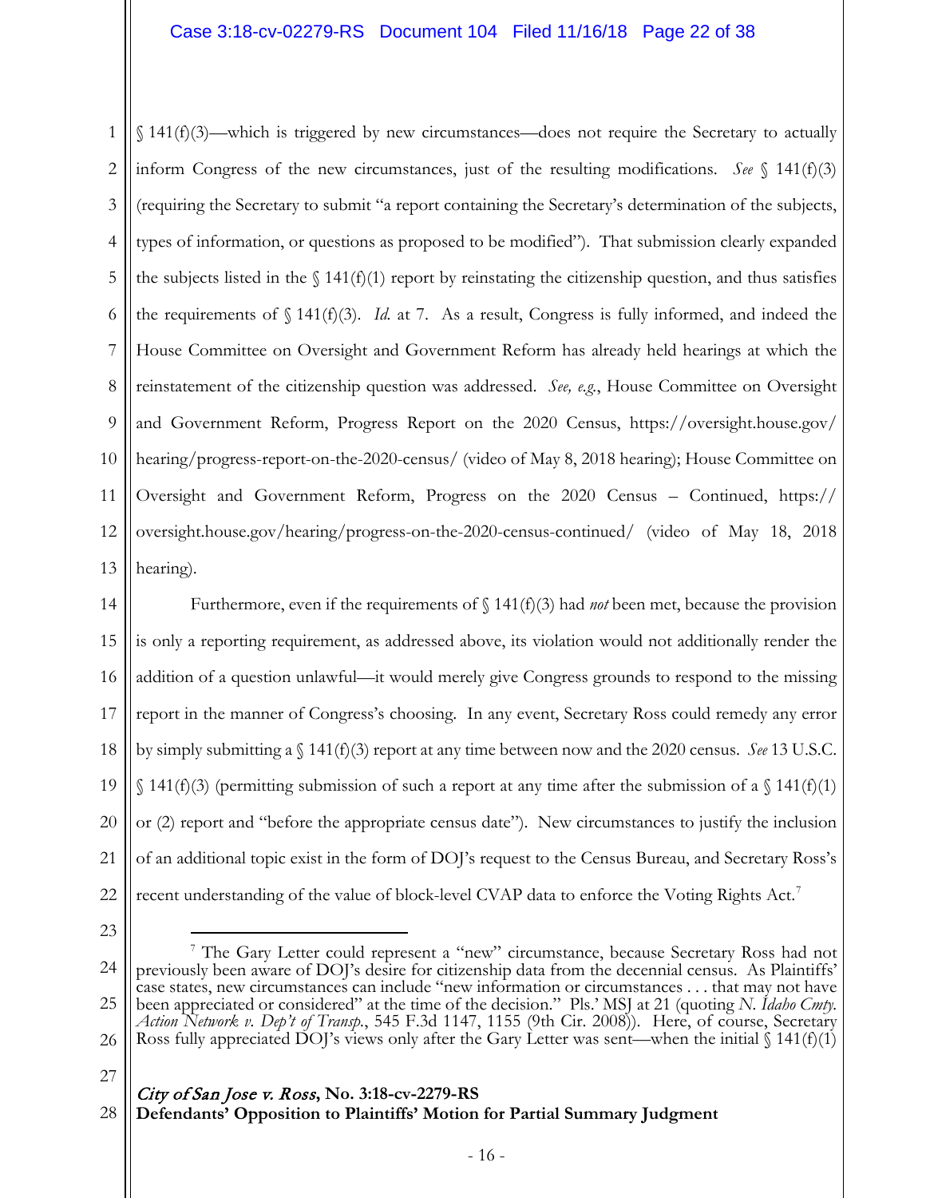§ 141(f)(3)—which is triggered by new circumstances—does not require the Secretary to actually inform Congress of the new circumstances, just of the resulting modifications. *See* § 141(f)(3) (requiring the Secretary to submit "a report containing the Secretary's determination of the subjects, types of information, or questions as proposed to be modified"). That submission clearly expanded the subjects listed in the § 141(f)(1) report by reinstating the citizenship question, and thus satisfies the requirements of § 141(f)(3). *Id.* at 7. As a result, Congress is fully informed, and indeed the House Committee on Oversight and Government Reform has already held hearings at which the reinstatement of the citizenship question was addressed. *See, e.g.*, House Committee on Oversight and Government Reform, Progress Report on the 2020 Census, https://oversight.house.gov/hearing/progress-report-on-the-2020-census/ (video of May 8, 2018 hearing); House Committee on Oversight and Government Reform, Progress on the 2020 Census – Continued, https://oversight.house.gov/hearing/progress-on-the-2020-census-continued/ (video of May 18, 2018 hearing).

Furthermore, even if the requirements of § 141(f)(3) had *not* been met, because the provision is only a reporting requirement, as addressed above, its violation would not additionally render the addition of a question unlawful—it would merely give Congress grounds to respond to the missing report in the manner of Congress's choosing. In any event, Secretary Ross could remedy any error by simply submitting a § 141(f)(3) report at any time between now and the 2020 census. *See* 13 U.S.C. § 141(f)(3) (permitting submission of such a report at any time after the submission of a § 141(f)(1) or (2) report and "before the appropriate census date"). New circumstances to justify the inclusion of an additional topic exist in the form of DOJ's request to the Census Bureau, and Secretary Ross's recent understanding of the value of block-level CVAP data to enforce the Voting Rights Act.[7]

[7] The Gary Letter could represent a "new" circumstance, because Secretary Ross had not previously been aware of DOJ's desire for citizenship data from the decennial census. As Plaintiffs' case states, new circumstances can include "new information or circumstances . . . that may not have been appreciated or considered" at the time of the decision." Pls.' MSJ at 21 (quoting *N. Idaho Cmty. Action Network v. Dep't of Transp.*, 545 F.3d 1147, 1155 (9th Cir. 2008)). Here, of course, Secretary Ross fully appreciated DOJ's views only after the Gary Letter was sent—when the initial § 141(f)(1)

*City of San Jose v. Ross*, **No. 3:18-cv-2279-RS**
**Defendants' Opposition to Plaintiffs' Motion for Partial Summary Judgment**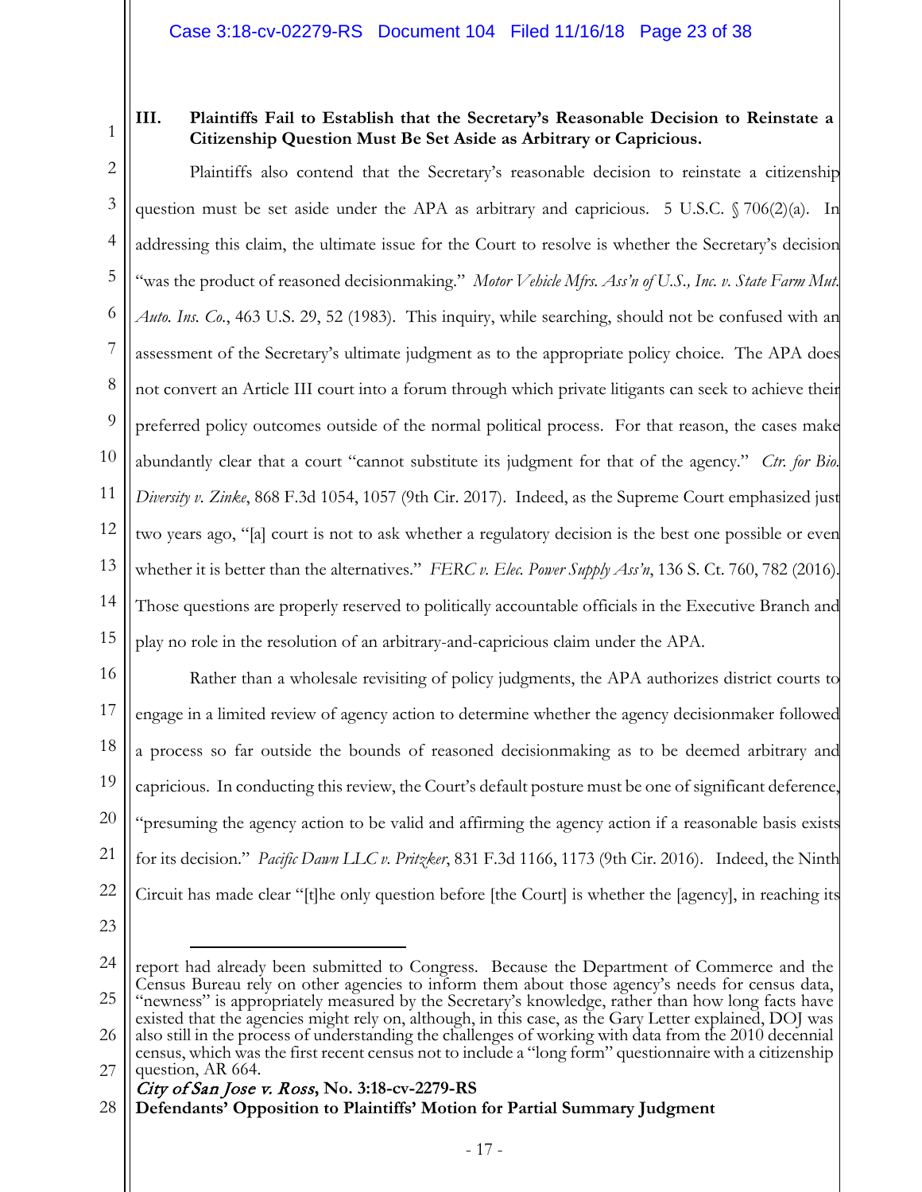### III. Plaintiffs Fail to Establish that the Secretary's Reasonable Decision to Reinstate a Citizenship Question Must Be Set Aside as Arbitrary or Capricious.

Plaintiffs also contend that the Secretary's reasonable decision to reinstate a citizenship question must be set aside under the APA as arbitrary and capricious. 5 U.S.C. § 706(2)(a). In addressing this claim, the ultimate issue for the Court to resolve is whether the Secretary's decision "was the product of reasoned decisionmaking." *Motor Vehicle Mfrs. Ass'n of U.S., Inc. v. State Farm Mut. Auto. Ins. Co.*, 463 U.S. 29, 52 (1983). This inquiry, while searching, should not be confused with an assessment of the Secretary's ultimate judgment as to the appropriate policy choice. The APA does not convert an Article III court into a forum through which private litigants can seek to achieve their preferred policy outcomes outside of the normal political process. For that reason, the cases make abundantly clear that a court "cannot substitute its judgment for that of the agency." *Ctr. for Bio. Diversity v. Zinke*, 868 F.3d 1054, 1057 (9th Cir. 2017). Indeed, as the Supreme Court emphasized just two years ago, "[a] court is not to ask whether a regulatory decision is the best one possible or even whether it is better than the alternatives." *FERC v. Elec. Power Supply Ass'n*, 136 S. Ct. 760, 782 (2016). Those questions are properly reserved to politically accountable officials in the Executive Branch and play no role in the resolution of an arbitrary-and-capricious claim under the APA.

Rather than a wholesale revisiting of policy judgments, the APA authorizes district courts to engage in a limited review of agency action to determine whether the agency decisionmaker followed a process so far outside the bounds of reasoned decisionmaking as to be deemed arbitrary and capricious. In conducting this review, the Court's default posture must be one of significant deference, "presuming the agency action to be valid and affirming the agency action if a reasonable basis exists for its decision." *Pacific Dawn LLC v. Pritzker*, 831 F.3d 1166, 1173 (9th Cir. 2016). Indeed, the Ninth Circuit has made clear "[t]he only question before [the Court] is whether the [agency], in reaching its

---

report had already been submitted to Congress. Because the Department of Commerce and the Census Bureau rely on other agencies to inform them about those agency's needs for census data, "newness" is appropriately measured by the Secretary's knowledge, rather than how long facts have existed that the agencies might rely on, although, in this case, as the Gary Letter explained, DOJ was also still in the process of understanding the challenges of working with data from the 2010 decennial census, which was the first recent census not to include a "long form" questionnaire with a citizenship question, AR 664.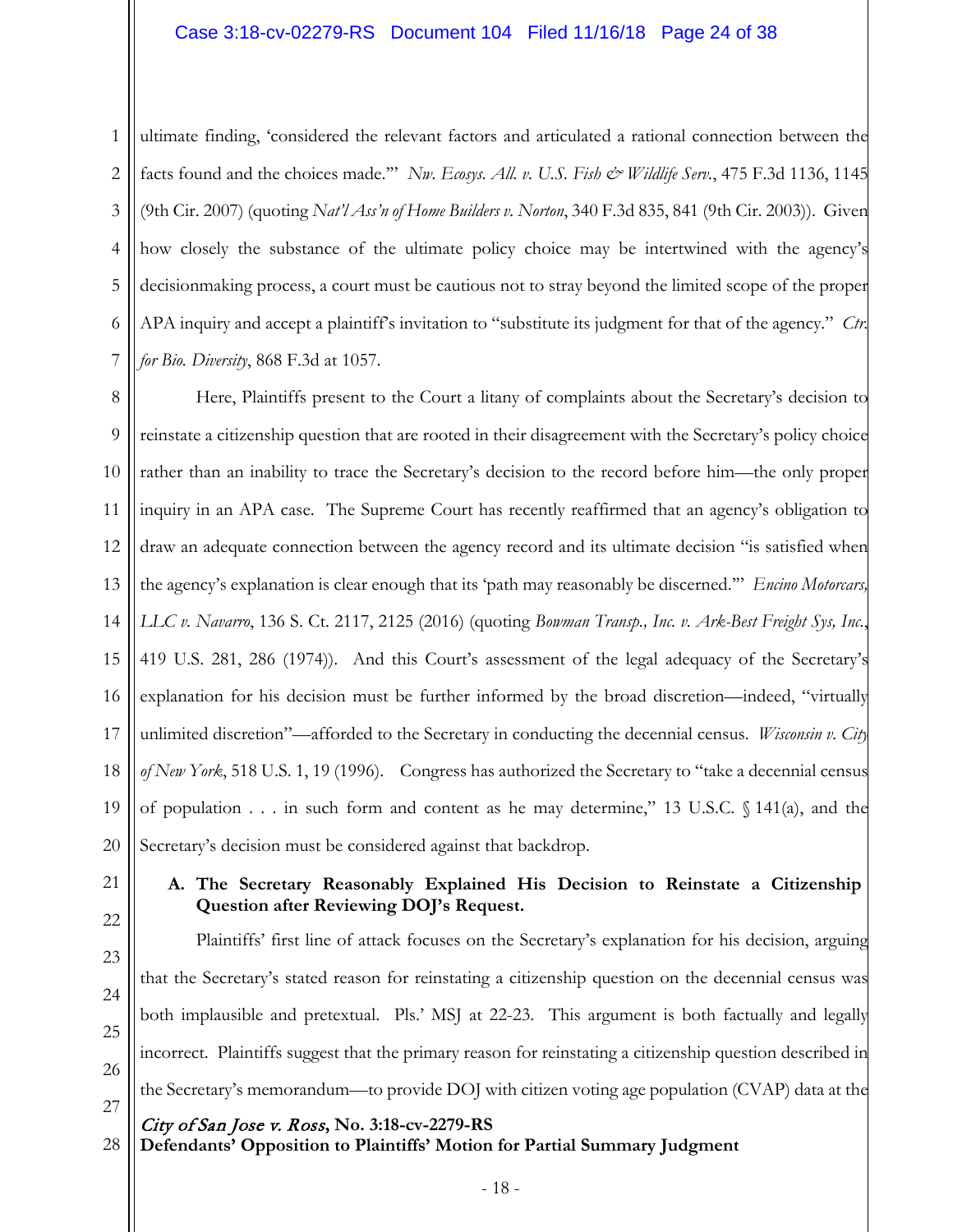ultimate finding, 'considered the relevant factors and articulated a rational connection between the facts found and the choices made.'" *Nw. Ecosys. All. v. U.S. Fish & Wildlife Serv.*, 475 F.3d 1136, 1145 (9th Cir. 2007) (quoting *Nat'l Ass'n of Home Builders v. Norton*, 340 F.3d 835, 841 (9th Cir. 2003)). Given how closely the substance of the ultimate policy choice may be intertwined with the agency's decisionmaking process, a court must be cautious not to stray beyond the limited scope of the proper APA inquiry and accept a plaintiff's invitation to "substitute its judgment for that of the agency." *Ctr. for Bio. Diversity*, 868 F.3d at 1057.

Here, Plaintiffs present to the Court a litany of complaints about the Secretary's decision to reinstate a citizenship question that are rooted in their disagreement with the Secretary's policy choice rather than an inability to trace the Secretary's decision to the record before him—the only proper inquiry in an APA case. The Supreme Court has recently reaffirmed that an agency's obligation to draw an adequate connection between the agency record and its ultimate decision "is satisfied when the agency's explanation is clear enough that its 'path may reasonably be discerned.'" *Encino Motorcars, LLC v. Navarro*, 136 S. Ct. 2117, 2125 (2016) (quoting *Bowman Transp., Inc. v. Ark-Best Freight Sys, Inc.*, 419 U.S. 281, 286 (1974)). And this Court's assessment of the legal adequacy of the Secretary's explanation for his decision must be further informed by the broad discretion—indeed, "virtually unlimited discretion"—afforded to the Secretary in conducting the decennial census. *Wisconsin v. City of New York*, 518 U.S. 1, 19 (1996). Congress has authorized the Secretary to "take a decennial census of population . . . in such form and content as he may determine," 13 U.S.C. § 141(a), and the Secretary's decision must be considered against that backdrop.

**A. The Secretary Reasonably Explained His Decision to Reinstate a Citizenship Question after Reviewing DOJ's Request.**

Plaintiffs' first line of attack focuses on the Secretary's explanation for his decision, arguing that the Secretary's stated reason for reinstating a citizenship question on the decennial census was both implausible and pretextual. Pls.' MSJ at 22-23. This argument is both factually and legally incorrect. Plaintiffs suggest that the primary reason for reinstating a citizenship question described in the Secretary's memorandum—to provide DOJ with citizen voting age population (CVAP) data at the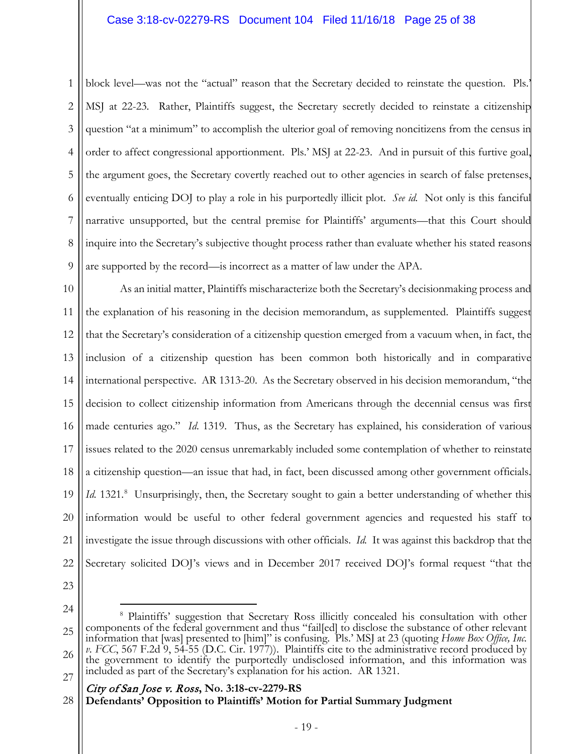block level—was not the "actual" reason that the Secretary decided to reinstate the question. Pls.' MSJ at 22-23. Rather, Plaintiffs suggest, the Secretary secretly decided to reinstate a citizenship question "at a minimum" to accomplish the ulterior goal of removing noncitizens from the census in order to affect congressional apportionment. Pls.' MSJ at 22-23. And in pursuit of this furtive goal, the argument goes, the Secretary covertly reached out to other agencies in search of false pretenses, eventually enticing DOJ to play a role in his purportedly illicit plot. *See id.* Not only is this fanciful narrative unsupported, but the central premise for Plaintiffs' arguments—that this Court should inquire into the Secretary's subjective thought process rather than evaluate whether his stated reasons are supported by the record—is incorrect as a matter of law under the APA.

As an initial matter, Plaintiffs mischaracterize both the Secretary's decisionmaking process and the explanation of his reasoning in the decision memorandum, as supplemented. Plaintiffs suggest that the Secretary's consideration of a citizenship question emerged from a vacuum when, in fact, the inclusion of a citizenship question has been common both historically and in comparative international perspective. AR 1313-20. As the Secretary observed in his decision memorandum, "the decision to collect citizenship information from Americans through the decennial census was first made centuries ago." *Id.* 1319. Thus, as the Secretary has explained, his consideration of various issues related to the 2020 census unremarkably included some contemplation of whether to reinstate a citizenship question—an issue that had, in fact, been discussed among other government officials. *Id.* 1321.[8] Unsurprisingly, then, the Secretary sought to gain a better understanding of whether this information would be useful to other federal government agencies and requested his staff to investigate the issue through discussions with other officials. *Id.* It was against this backdrop that the Secretary solicited DOJ's views and in December 2017 received DOJ's formal request "that the

[8] Plaintiffs' suggestion that Secretary Ross illicitly concealed his consultation with other components of the federal government and thus "fail[ed] to disclose the substance of other relevant information that [was] presented to [him]" is confusing. Pls.' MSJ at 23 (quoting *Home Box Office, Inc. v. FCC*, 567 F.2d 9, 54-55 (D.C. Cir. 1977)). Plaintiffs cite to the administrative record produced by the government to identify the purportedly undisclosed information, and this information was included as part of the Secretary's explanation for his action. AR 1321.

*City of San Jose v. Ross*, **No. 3:18-cv-2279-RS**
**Defendants' Opposition to Plaintiffs' Motion for Partial Summary Judgment**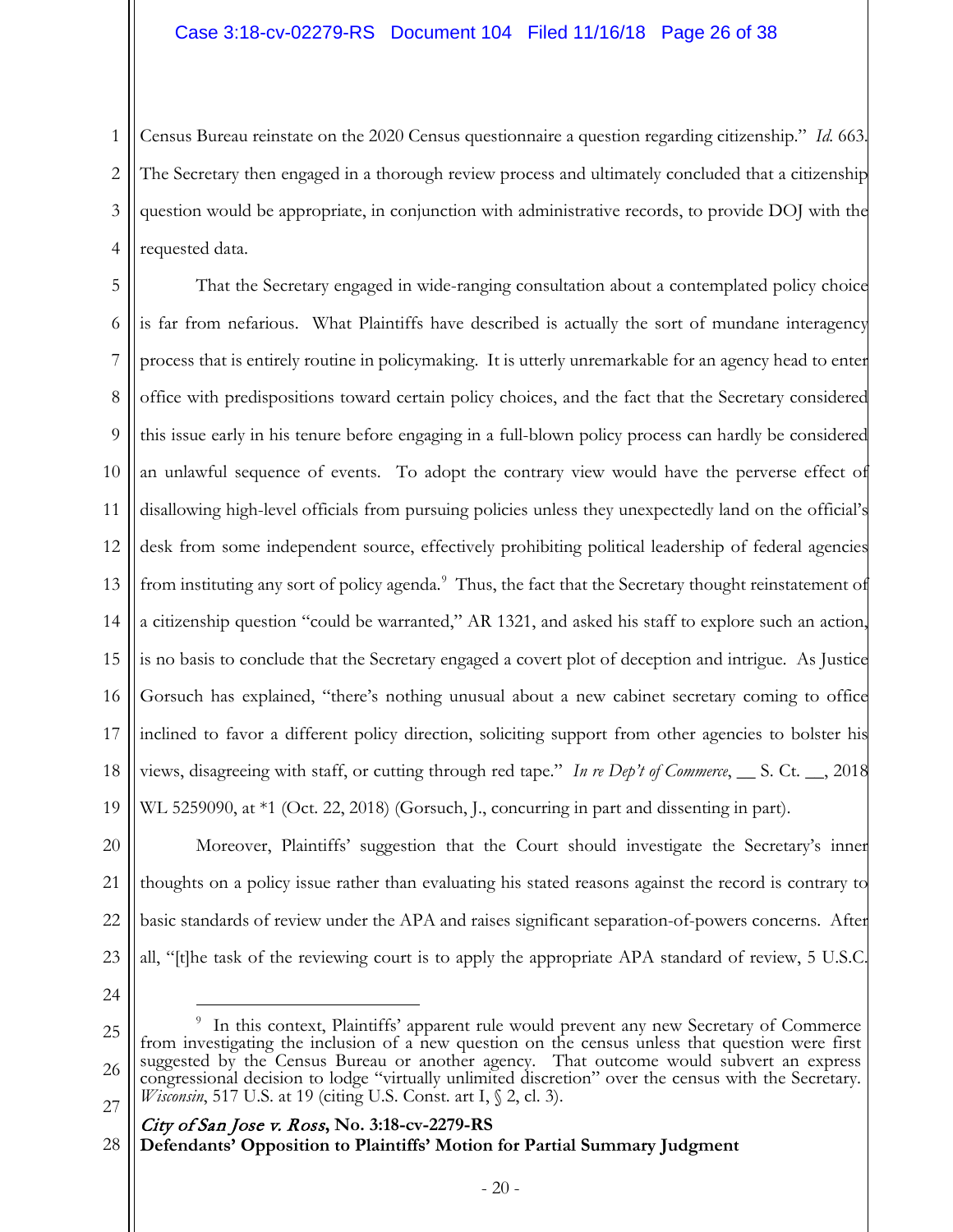Census Bureau reinstate on the 2020 Census questionnaire a question regarding citizenship." *Id.* 663. The Secretary then engaged in a thorough review process and ultimately concluded that a citizenship question would be appropriate, in conjunction with administrative records, to provide DOJ with the requested data.

That the Secretary engaged in wide-ranging consultation about a contemplated policy choice is far from nefarious. What Plaintiffs have described is actually the sort of mundane interagency process that is entirely routine in policymaking. It is utterly unremarkable for an agency head to enter office with predispositions toward certain policy choices, and the fact that the Secretary considered this issue early in his tenure before engaging in a full-blown policy process can hardly be considered an unlawful sequence of events. To adopt the contrary view would have the perverse effect of disallowing high-level officials from pursuing policies unless they unexpectedly land on the official's desk from some independent source, effectively prohibiting political leadership of federal agencies from instituting any sort of policy agenda.[9] Thus, the fact that the Secretary thought reinstatement of a citizenship question "could be warranted," AR 1321, and asked his staff to explore such an action, is no basis to conclude that the Secretary engaged a covert plot of deception and intrigue. As Justice Gorsuch has explained, "there's nothing unusual about a new cabinet secretary coming to office inclined to favor a different policy direction, soliciting support from other agencies to bolster his views, disagreeing with staff, or cutting through red tape." *In re Dep't of Commerce*, __ S. Ct. __, 2018 WL 5259090, at *1 (Oct. 22, 2018) (Gorsuch, J., concurring in part and dissenting in part).

Moreover, Plaintiffs' suggestion that the Court should investigate the Secretary's inner thoughts on a policy issue rather than evaluating his stated reasons against the record is contrary to basic standards of review under the APA and raises significant separation-of-powers concerns. After all, "[t]he task of the reviewing court is to apply the appropriate APA standard of review, 5 U.S.C.

---

[9] In this context, Plaintiffs' apparent rule would prevent any new Secretary of Commerce from investigating the inclusion of a new question on the census unless that question were first suggested by the Census Bureau or another agency. That outcome would subvert an express congressional decision to lodge "virtually unlimited discretion" over the census with the Secretary. *Wisconsin*, 517 U.S. at 19 (citing U.S. Const. art I, § 2, cl. 3).

*City of San Jose v. Ross*, **No. 3:18-cv-2279-RS**
**Defendants' Opposition to Plaintiffs' Motion for Partial Summary Judgment**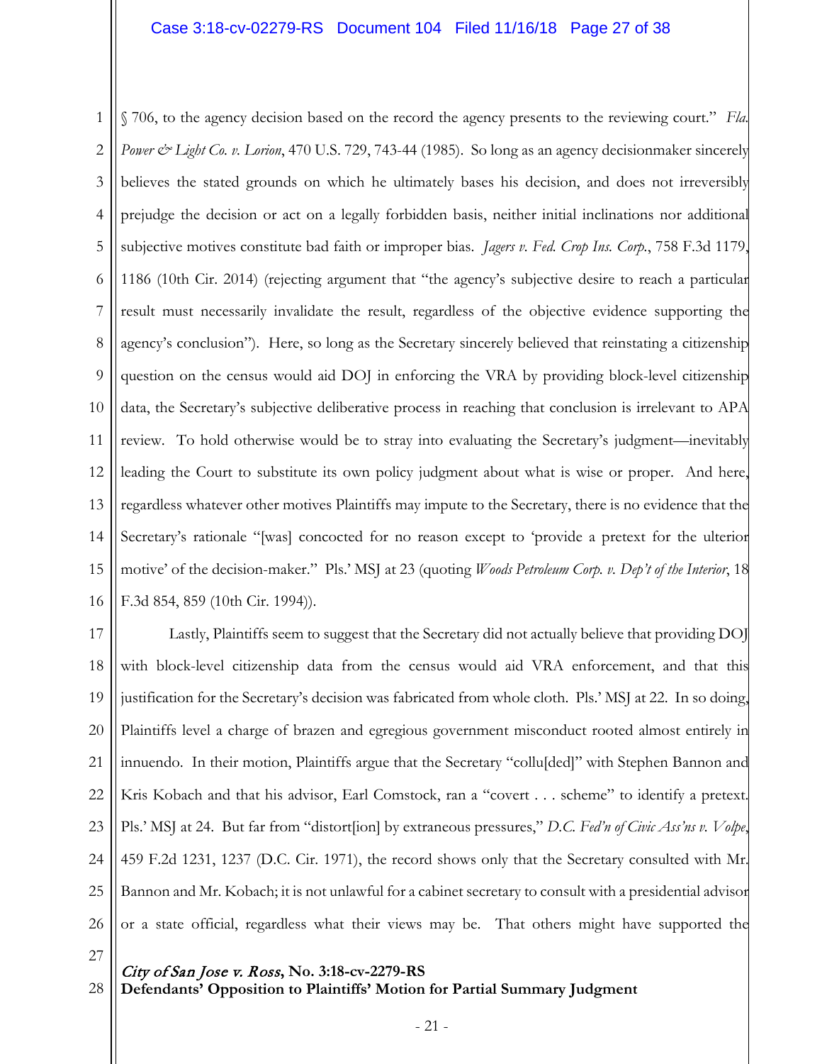§ 706, to the agency decision based on the record the agency presents to the reviewing court." *Fla. Power & Light Co. v. Lorion*, 470 U.S. 729, 743-44 (1985). So long as an agency decisionmaker sincerely believes the stated grounds on which he ultimately bases his decision, and does not irreversibly prejudge the decision or act on a legally forbidden basis, neither initial inclinations nor additional subjective motives constitute bad faith or improper bias. *Jagers v. Fed. Crop Ins. Corp.*, 758 F.3d 1179, 1186 (10th Cir. 2014) (rejecting argument that "the agency's subjective desire to reach a particular result must necessarily invalidate the result, regardless of the objective evidence supporting the agency's conclusion"). Here, so long as the Secretary sincerely believed that reinstating a citizenship question on the census would aid DOJ in enforcing the VRA by providing block-level citizenship data, the Secretary's subjective deliberative process in reaching that conclusion is irrelevant to APA review. To hold otherwise would be to stray into evaluating the Secretary's judgment—inevitably leading the Court to substitute its own policy judgment about what is wise or proper. And here, regardless whatever other motives Plaintiffs may impute to the Secretary, there is no evidence that the Secretary's rationale "[was] concocted for no reason except to 'provide a pretext for the ulterior motive' of the decision-maker." Pls.' MSJ at 23 (quoting *Woods Petroleum Corp. v. Dep't of the Interior*, 18 F.3d 854, 859 (10th Cir. 1994)).

Lastly, Plaintiffs seem to suggest that the Secretary did not actually believe that providing DOJ with block-level citizenship data from the census would aid VRA enforcement, and that this justification for the Secretary's decision was fabricated from whole cloth. Pls.' MSJ at 22. In so doing, Plaintiffs level a charge of brazen and egregious government misconduct rooted almost entirely in innuendo. In their motion, Plaintiffs argue that the Secretary "collu[ded]" with Stephen Bannon and Kris Kobach and that his advisor, Earl Comstock, ran a "covert . . . scheme" to identify a pretext. Pls.' MSJ at 24. But far from "distort[ion] by extraneous pressures," *D.C. Fed'n of Civic Ass'ns v. Volpe*, 459 F.2d 1231, 1237 (D.C. Cir. 1971), the record shows only that the Secretary consulted with Mr. Bannon and Mr. Kobach; it is not unlawful for a cabinet secretary to consult with a presidential advisor or a state official, regardless what their views may be. That others might have supported the

*City of San Jose v. Ross*, **No. 3:18-cv-2279-RS**
**Defendants' Opposition to Plaintiffs' Motion for Partial Summary Judgment**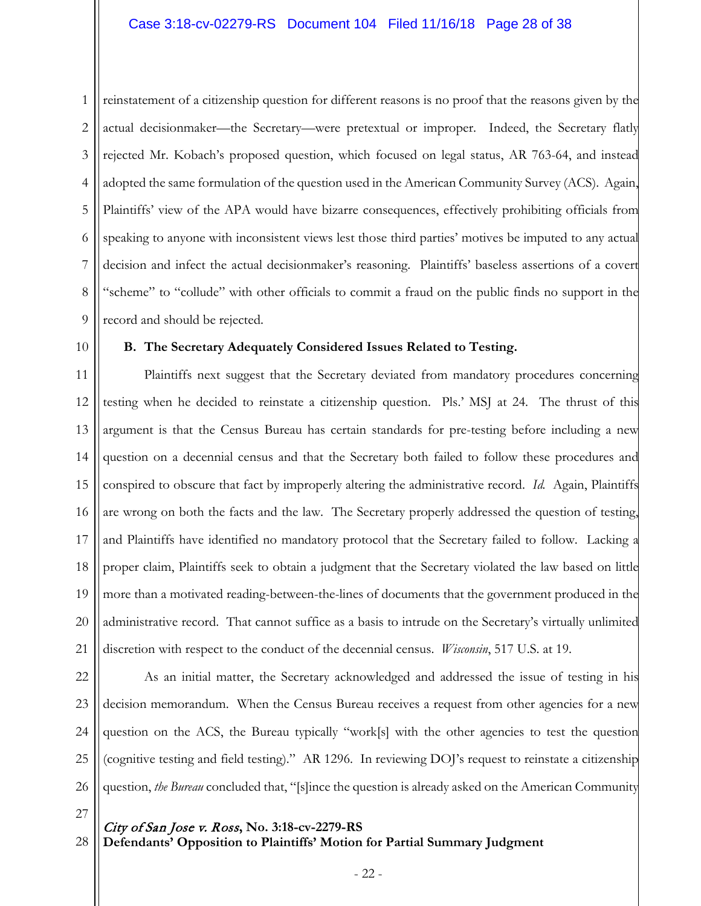reinstatement of a citizenship question for different reasons is no proof that the reasons given by the actual decisionmaker—the Secretary—were pretextual or improper. Indeed, the Secretary flatly rejected Mr. Kobach's proposed question, which focused on legal status, AR 763-64, and instead adopted the same formulation of the question used in the American Community Survey (ACS). Again, Plaintiffs' view of the APA would have bizarre consequences, effectively prohibiting officials from speaking to anyone with inconsistent views lest those third parties' motives be imputed to any actual decision and infect the actual decisionmaker's reasoning. Plaintiffs' baseless assertions of a covert "scheme" to "collude" with other officials to commit a fraud on the public finds no support in the record and should be rejected.

### B. The Secretary Adequately Considered Issues Related to Testing.

Plaintiffs next suggest that the Secretary deviated from mandatory procedures concerning testing when he decided to reinstate a citizenship question. Pls.' MSJ at 24. The thrust of this argument is that the Census Bureau has certain standards for pre-testing before including a new question on a decennial census and that the Secretary both failed to follow these procedures and conspired to obscure that fact by improperly altering the administrative record. *Id.* Again, Plaintiffs are wrong on both the facts and the law. The Secretary properly addressed the question of testing, and Plaintiffs have identified no mandatory protocol that the Secretary failed to follow. Lacking a proper claim, Plaintiffs seek to obtain a judgment that the Secretary violated the law based on little more than a motivated reading-between-the-lines of documents that the government produced in the administrative record. That cannot suffice as a basis to intrude on the Secretary's virtually unlimited discretion with respect to the conduct of the decennial census. *Wisconsin*, 517 U.S. at 19.

As an initial matter, the Secretary acknowledged and addressed the issue of testing in his decision memorandum. When the Census Bureau receives a request from other agencies for a new question on the ACS, the Bureau typically "work[s] with the other agencies to test the question (cognitive testing and field testing)." AR 1296. In reviewing DOJ's request to reinstate a citizenship question, *the Bureau* concluded that, "[s]ince the question is already asked on the American Community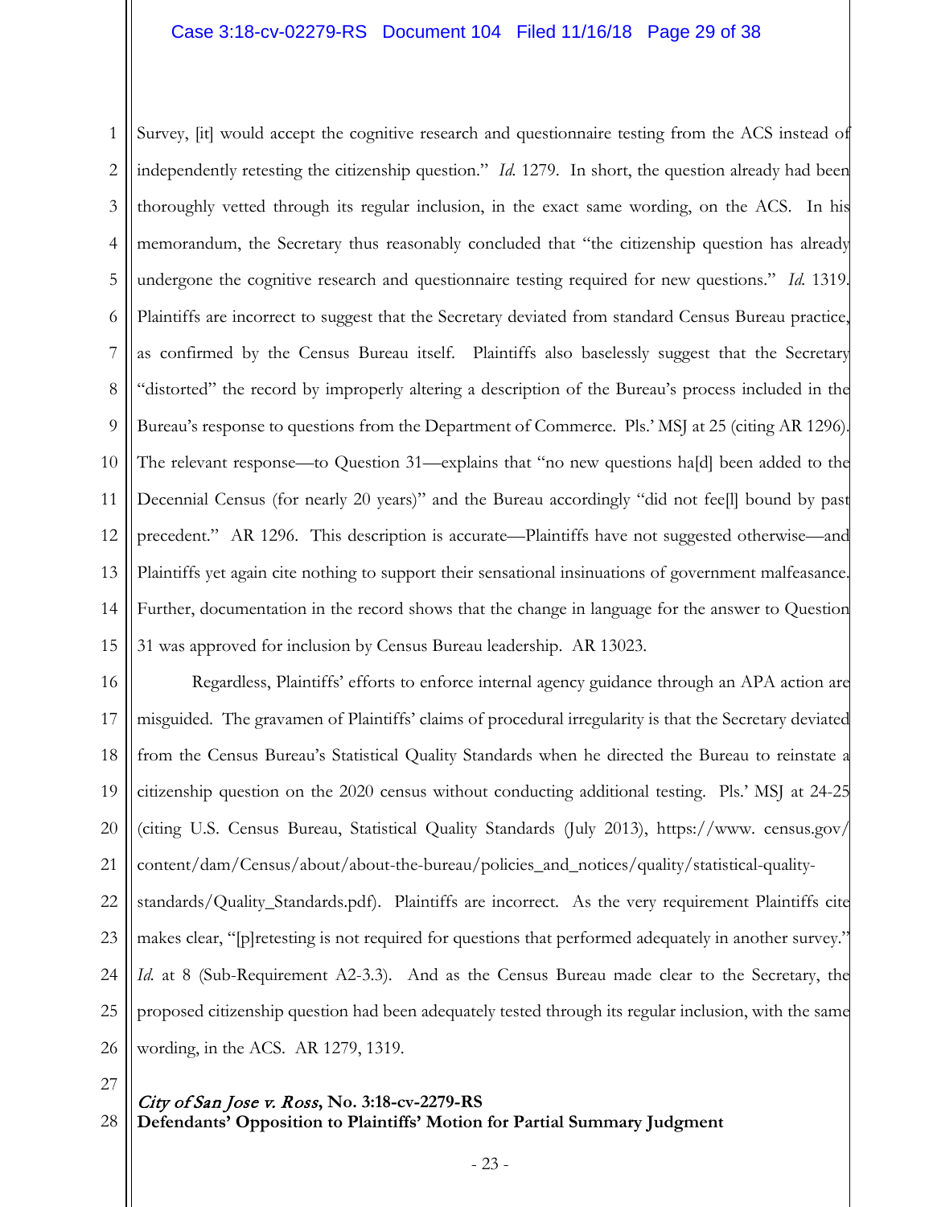Survey, [it] would accept the cognitive research and questionnaire testing from the ACS instead of independently retesting the citizenship question." *Id.* 1279. In short, the question already had been thoroughly vetted through its regular inclusion, in the exact same wording, on the ACS. In his memorandum, the Secretary thus reasonably concluded that "the citizenship question has already undergone the cognitive research and questionnaire testing required for new questions." *Id.* 1319. Plaintiffs are incorrect to suggest that the Secretary deviated from standard Census Bureau practice, as confirmed by the Census Bureau itself. Plaintiffs also baselessly suggest that the Secretary "distorted" the record by improperly altering a description of the Bureau's process included in the Bureau's response to questions from the Department of Commerce. Pls.' MSJ at 25 (citing AR 1296). The relevant response—to Question 31—explains that "no new questions ha[d] been added to the Decennial Census (for nearly 20 years)" and the Bureau accordingly "did not fee[l] bound by past precedent." AR 1296. This description is accurate—Plaintiffs have not suggested otherwise—and Plaintiffs yet again cite nothing to support their sensational insinuations of government malfeasance. Further, documentation in the record shows that the change in language for the answer to Question 31 was approved for inclusion by Census Bureau leadership. AR 13023.

Regardless, Plaintiffs' efforts to enforce internal agency guidance through an APA action are misguided. The gravamen of Plaintiffs' claims of procedural irregularity is that the Secretary deviated from the Census Bureau's Statistical Quality Standards when he directed the Bureau to reinstate a citizenship question on the 2020 census without conducting additional testing. Pls.' MSJ at 24-25 (citing U.S. Census Bureau, Statistical Quality Standards (July 2013), https://www. census.gov/content/dam/Census/about/about-the-bureau/policies_and_notices/quality/statistical-quality-standards/Quality_Standards.pdf). Plaintiffs are incorrect. As the very requirement Plaintiffs cite makes clear, "[p]retesting is not required for questions that performed adequately in another survey." *Id.* at 8 (Sub-Requirement A2-3.3). And as the Census Bureau made clear to the Secretary, the proposed citizenship question had been adequately tested through its regular inclusion, with the same wording, in the ACS. AR 1279, 1319.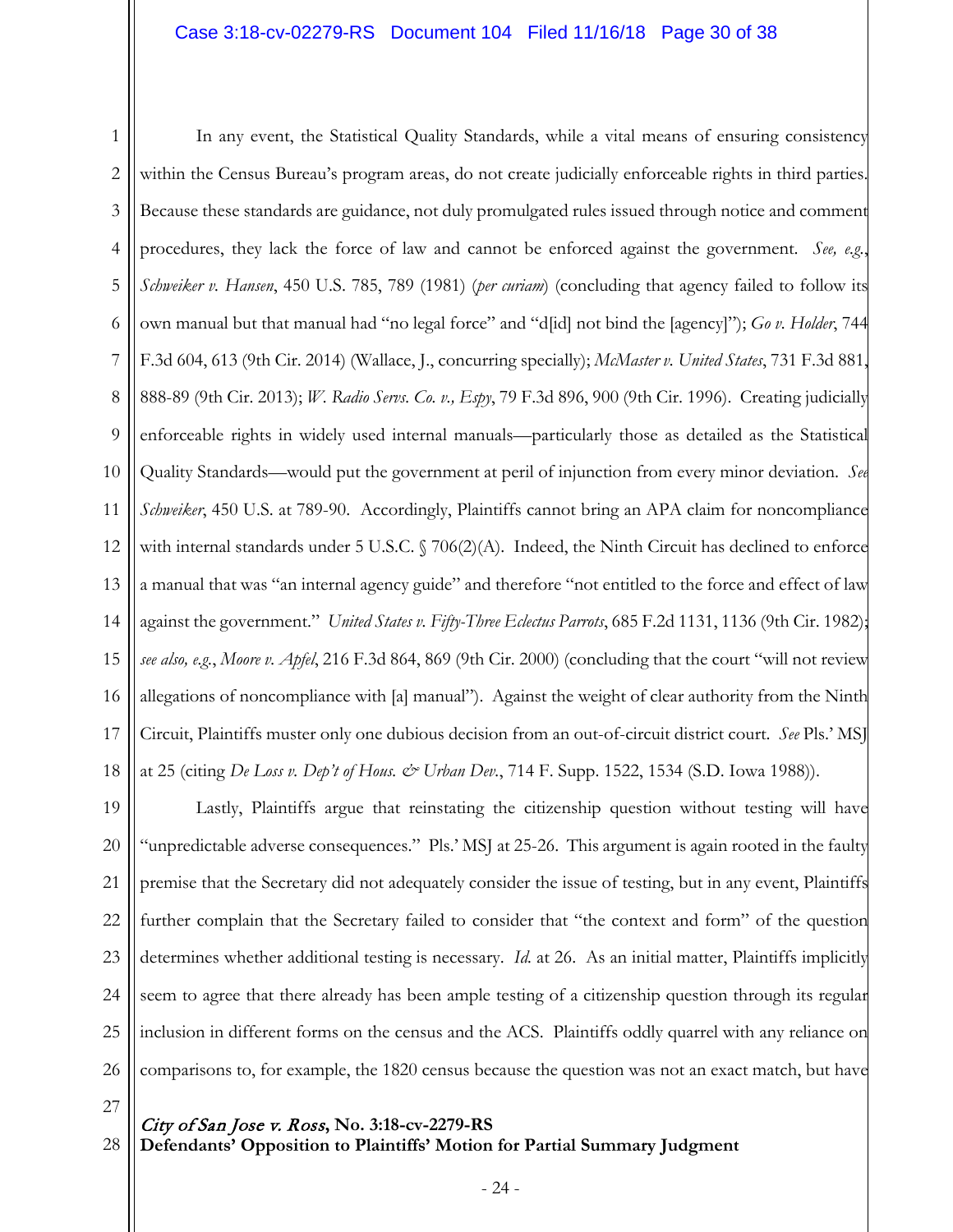In any event, the Statistical Quality Standards, while a vital means of ensuring consistency within the Census Bureau's program areas, do not create judicially enforceable rights in third parties. Because these standards are guidance, not duly promulgated rules issued through notice and comment procedures, they lack the force of law and cannot be enforced against the government. *See, e.g.*, *Schweiker v. Hansen*, 450 U.S. 785, 789 (1981) (*per curiam*) (concluding that agency failed to follow its own manual but that manual had "no legal force" and "d[id] not bind the [agency]"); *Go v. Holder*, 744 F.3d 604, 613 (9th Cir. 2014) (Wallace, J., concurring specially); *McMaster v. United States*, 731 F.3d 881, 888-89 (9th Cir. 2013); *W. Radio Servs. Co. v., Espy*, 79 F.3d 896, 900 (9th Cir. 1996). Creating judicially enforceable rights in widely used internal manuals—particularly those as detailed as the Statistical Quality Standards—would put the government at peril of injunction from every minor deviation. *See Schweiker*, 450 U.S. at 789-90. Accordingly, Plaintiffs cannot bring an APA claim for noncompliance with internal standards under 5 U.S.C. § 706(2)(A). Indeed, the Ninth Circuit has declined to enforce a manual that was "an internal agency guide" and therefore "not entitled to the force and effect of law against the government." *United States v. Fifty-Three Eclectus Parrots*, 685 F.2d 1131, 1136 (9th Cir. 1982); *see also, e.g.*, *Moore v. Apfel*, 216 F.3d 864, 869 (9th Cir. 2000) (concluding that the court "will not review allegations of noncompliance with [a] manual"). Against the weight of clear authority from the Ninth Circuit, Plaintiffs muster only one dubious decision from an out-of-circuit district court. *See* Pls.' MSJ at 25 (citing *De Loss v. Dep't of Hous. & Urban Dev.*, 714 F. Supp. 1522, 1534 (S.D. Iowa 1988)).

Lastly, Plaintiffs argue that reinstating the citizenship question without testing will have "unpredictable adverse consequences." Pls.' MSJ at 25-26. This argument is again rooted in the faulty premise that the Secretary did not adequately consider the issue of testing, but in any event, Plaintiffs further complain that the Secretary failed to consider that "the context and form" of the question determines whether additional testing is necessary. *Id.* at 26. As an initial matter, Plaintiffs implicitly seem to agree that there already has been ample testing of a citizenship question through its regular inclusion in different forms on the census and the ACS. Plaintiffs oddly quarrel with any reliance on comparisons to, for example, the 1820 census because the question was not an exact match, but have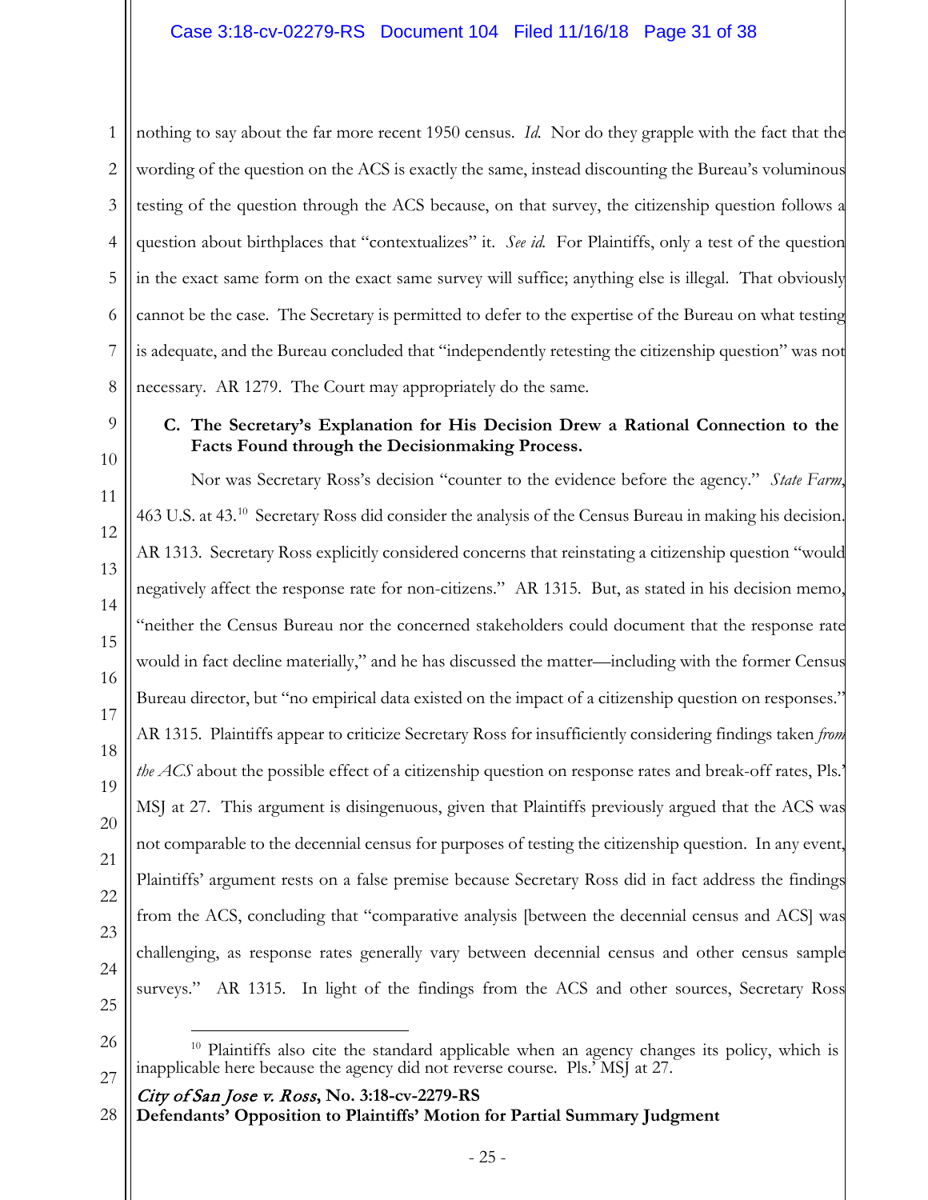nothing to say about the far more recent 1950 census. *Id.* Nor do they grapple with the fact that the wording of the question on the ACS is exactly the same, instead discounting the Bureau's voluminous testing of the question through the ACS because, on that survey, the citizenship question follows a question about birthplaces that "contextualizes" it. *See id.* For Plaintiffs, only a test of the question in the exact same form on the exact same survey will suffice; anything else is illegal. That obviously cannot be the case. The Secretary is permitted to defer to the expertise of the Bureau on what testing is adequate, and the Bureau concluded that "independently retesting the citizenship question" was not necessary. AR 1279. The Court may appropriately do the same.

### C. The Secretary's Explanation for His Decision Drew a Rational Connection to the Facts Found through the Decisionmaking Process.

Nor was Secretary Ross's decision "counter to the evidence before the agency." *State Farm*, 463 U.S. at 43.[10] Secretary Ross did consider the analysis of the Census Bureau in making his decision. AR 1313. Secretary Ross explicitly considered concerns that reinstating a citizenship question "would negatively affect the response rate for non-citizens." AR 1315. But, as stated in his decision memo, "neither the Census Bureau nor the concerned stakeholders could document that the response rate would in fact decline materially," and he has discussed the matter—including with the former Census Bureau director, but "no empirical data existed on the impact of a citizenship question on responses." AR 1315. Plaintiffs appear to criticize Secretary Ross for insufficiently considering findings taken *from the ACS* about the possible effect of a citizenship question on response rates and break-off rates, Pls.' MSJ at 27. This argument is disingenuous, given that Plaintiffs previously argued that the ACS was not comparable to the decennial census for purposes of testing the citizenship question. In any event, Plaintiffs' argument rests on a false premise because Secretary Ross did in fact address the findings from the ACS, concluding that "comparative analysis [between the decennial census and ACS] was challenging, as response rates generally vary between decennial census and other census sample surveys." AR 1315. In light of the findings from the ACS and other sources, Secretary Ross

---

[10] Plaintiffs also cite the standard applicable when an agency changes its policy, which is inapplicable here because the agency did not reverse course. Pls.' MSJ at 27.

*City of San Jose v. Ross*, **No. 3:18-cv-2279-RS**
**Defendants' Opposition to Plaintiffs' Motion for Partial Summary Judgment**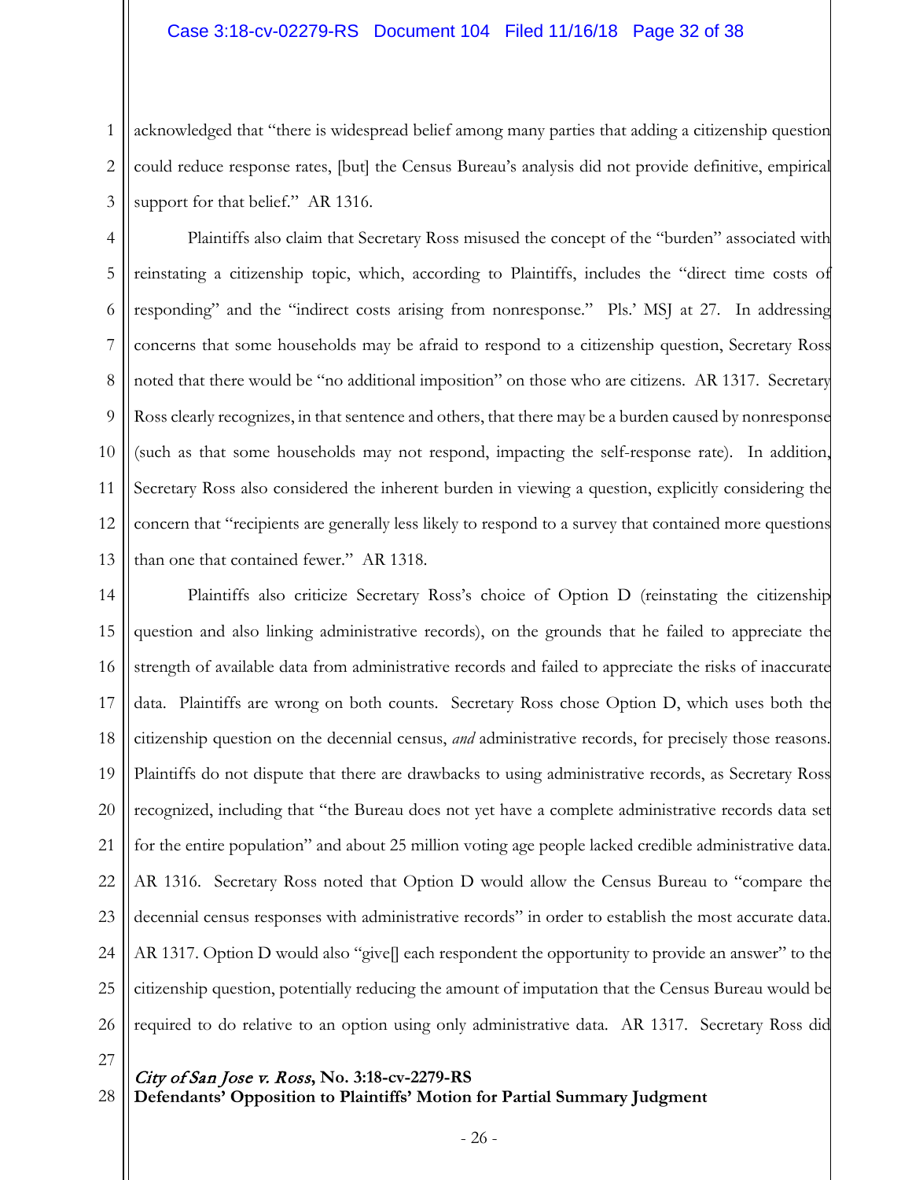acknowledged that "there is widespread belief among many parties that adding a citizenship question could reduce response rates, [but] the Census Bureau's analysis did not provide definitive, empirical support for that belief." AR 1316.

Plaintiffs also claim that Secretary Ross misused the concept of the "burden" associated with reinstating a citizenship topic, which, according to Plaintiffs, includes the "direct time costs of responding" and the "indirect costs arising from nonresponse." Pls.' MSJ at 27. In addressing concerns that some households may be afraid to respond to a citizenship question, Secretary Ross noted that there would be "no additional imposition" on those who are citizens. AR 1317. Secretary Ross clearly recognizes, in that sentence and others, that there may be a burden caused by nonresponse (such as that some households may not respond, impacting the self-response rate). In addition, Secretary Ross also considered the inherent burden in viewing a question, explicitly considering the concern that "recipients are generally less likely to respond to a survey that contained more questions than one that contained fewer." AR 1318.

Plaintiffs also criticize Secretary Ross's choice of Option D (reinstating the citizenship question and also linking administrative records), on the grounds that he failed to appreciate the strength of available data from administrative records and failed to appreciate the risks of inaccurate data. Plaintiffs are wrong on both counts. Secretary Ross chose Option D, which uses both the citizenship question on the decennial census, *and* administrative records, for precisely those reasons. Plaintiffs do not dispute that there are drawbacks to using administrative records, as Secretary Ross recognized, including that "the Bureau does not yet have a complete administrative records data set for the entire population" and about 25 million voting age people lacked credible administrative data. AR 1316. Secretary Ross noted that Option D would allow the Census Bureau to "compare the decennial census responses with administrative records" in order to establish the most accurate data. AR 1317. Option D would also "give[] each respondent the opportunity to provide an answer" to the citizenship question, potentially reducing the amount of imputation that the Census Bureau would be required to do relative to an option using only administrative data. AR 1317. Secretary Ross did

*City of San Jose v. Ross*, **No. 3:18-cv-2279-RS**
**Defendants' Opposition to Plaintiffs' Motion for Partial Summary Judgment**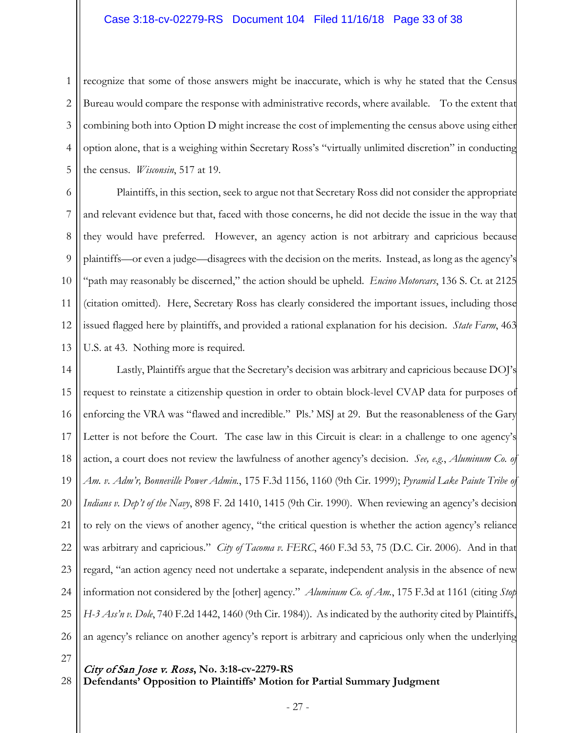recognize that some of those answers might be inaccurate, which is why he stated that the Census Bureau would compare the response with administrative records, where available. To the extent that combining both into Option D might increase the cost of implementing the census above using either option alone, that is a weighing within Secretary Ross's "virtually unlimited discretion" in conducting the census. *Wisconsin*, 517 at 19.

Plaintiffs, in this section, seek to argue not that Secretary Ross did not consider the appropriate and relevant evidence but that, faced with those concerns, he did not decide the issue in the way that they would have preferred. However, an agency action is not arbitrary and capricious because plaintiffs—or even a judge—disagrees with the decision on the merits. Instead, as long as the agency's "path may reasonably be discerned," the action should be upheld. *Encino Motorcars*, 136 S. Ct. at 2125 (citation omitted). Here, Secretary Ross has clearly considered the important issues, including those issued flagged here by plaintiffs, and provided a rational explanation for his decision. *State Farm*, 463 U.S. at 43. Nothing more is required.

Lastly, Plaintiffs argue that the Secretary's decision was arbitrary and capricious because DOJ's request to reinstate a citizenship question in order to obtain block-level CVAP data for purposes of enforcing the VRA was "flawed and incredible." Pls.' MSJ at 29. But the reasonableness of the Gary Letter is not before the Court. The case law in this Circuit is clear: in a challenge to one agency's action, a court does not review the lawfulness of another agency's decision. *See, e.g.*, *Aluminum Co. of Am. v. Adm'r, Bonneville Power Admin.*, 175 F.3d 1156, 1160 (9th Cir. 1999); *Pyramid Lake Paiute Tribe of Indians v. Dep't of the Navy*, 898 F. 2d 1410, 1415 (9th Cir. 1990). When reviewing an agency's decision to rely on the views of another agency, "the critical question is whether the action agency's reliance was arbitrary and capricious." *City of Tacoma v. FERC*, 460 F.3d 53, 75 (D.C. Cir. 2006). And in that regard, "an action agency need not undertake a separate, independent analysis in the absence of new information not considered by the [other] agency." *Aluminum Co. of Am.*, 175 F.3d at 1161 (citing *Stop H-3 Ass'n v. Dole*, 740 F.2d 1442, 1460 (9th Cir. 1984)). As indicated by the authority cited by Plaintiffs, an agency's reliance on another agency's report is arbitrary and capricious only when the underlying

*City of San Jose v. Ross*, **No. 3:18-cv-2279-RS**
**Defendants' Opposition to Plaintiffs' Motion for Partial Summary Judgment**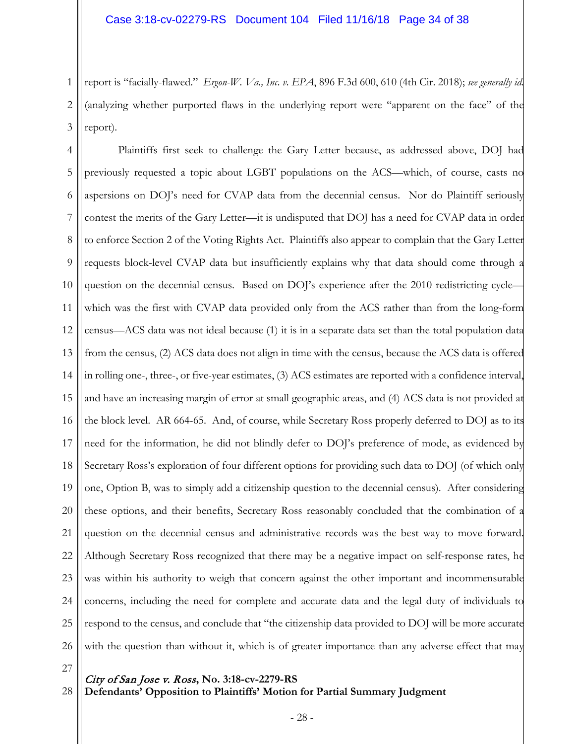report is "facially-flawed." *Ergon-W. Va., Inc. v. EPA*, 896 F.3d 600, 610 (4th Cir. 2018); *see generally id.* (analyzing whether purported flaws in the underlying report were "apparent on the face" of the report).

Plaintiffs first seek to challenge the Gary Letter because, as addressed above, DOJ had previously requested a topic about LGBT populations on the ACS—which, of course, casts no aspersions on DOJ's need for CVAP data from the decennial census. Nor do Plaintiff seriously contest the merits of the Gary Letter—it is undisputed that DOJ has a need for CVAP data in order to enforce Section 2 of the Voting Rights Act. Plaintiffs also appear to complain that the Gary Letter requests block-level CVAP data but insufficiently explains why that data should come through a question on the decennial census. Based on DOJ's experience after the 2010 redistricting cycle—which was the first with CVAP data provided only from the ACS rather than from the long-form census—ACS data was not ideal because (1) it is in a separate data set than the total population data from the census, (2) ACS data does not align in time with the census, because the ACS data is offered in rolling one-, three-, or five-year estimates, (3) ACS estimates are reported with a confidence interval, and have an increasing margin of error at small geographic areas, and (4) ACS data is not provided at the block level. AR 664-65. And, of course, while Secretary Ross properly deferred to DOJ as to its need for the information, he did not blindly defer to DOJ's preference of mode, as evidenced by Secretary Ross's exploration of four different options for providing such data to DOJ (of which only one, Option B, was to simply add a citizenship question to the decennial census). After considering these options, and their benefits, Secretary Ross reasonably concluded that the combination of a question on the decennial census and administrative records was the best way to move forward. Although Secretary Ross recognized that there may be a negative impact on self-response rates, he was within his authority to weigh that concern against the other important and incommensurable concerns, including the need for complete and accurate data and the legal duty of individuals to respond to the census, and conclude that "the citizenship data provided to DOJ will be more accurate with the question than without it, which is of greater importance than any adverse effect that may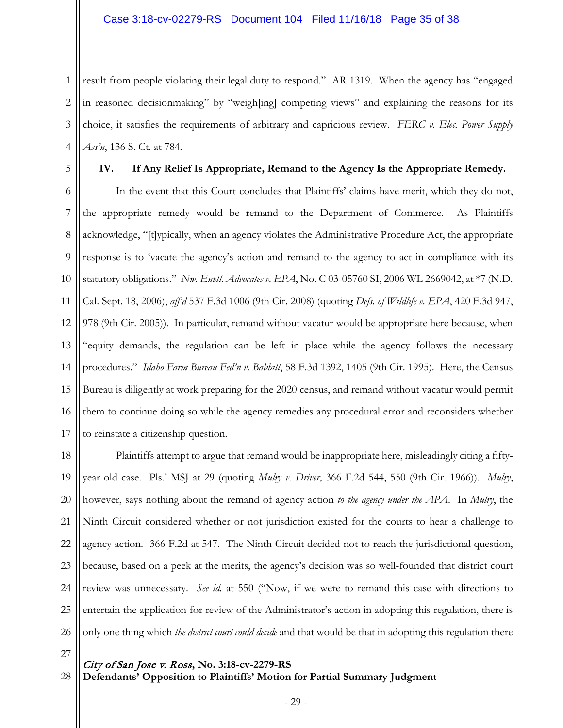result from people violating their legal duty to respond." AR 1319. When the agency has "engaged in reasoned decisionmaking" by "weigh[ing] competing views" and explaining the reasons for its choice, it satisfies the requirements of arbitrary and capricious review. *FERC v. Elec. Power Supply Ass'n*, 136 S. Ct. at 784.

### IV. If Any Relief Is Appropriate, Remand to the Agency Is the Appropriate Remedy.

In the event that this Court concludes that Plaintiffs' claims have merit, which they do not, the appropriate remedy would be remand to the Department of Commerce. As Plaintiffs acknowledge, "[t]ypically, when an agency violates the Administrative Procedure Act, the appropriate response is to 'vacate the agency's action and remand to the agency to act in compliance with its statutory obligations." *Nw. Envtl. Advocates v. EPA*, No. C 03-05760 SI, 2006 WL 2669042, at *7 (N.D. Cal. Sept. 18, 2006), *aff'd* 537 F.3d 1006 (9th Cir. 2008) (quoting *Defs. of Wildlife v. EPA*, 420 F.3d 947, 978 (9th Cir. 2005)). In particular, remand without vacatur would be appropriate here because, when "equity demands, the regulation can be left in place while the agency follows the necessary procedures." *Idaho Farm Bureau Fed'n v. Babbitt*, 58 F.3d 1392, 1405 (9th Cir. 1995). Here, the Census Bureau is diligently at work preparing for the 2020 census, and remand without vacatur would permit them to continue doing so while the agency remedies any procedural error and reconsiders whether to reinstate a citizenship question.

Plaintiffs attempt to argue that remand would be inappropriate here, misleadingly citing a fifty-year old case. Pls.' MSJ at 29 (quoting *Mulry v. Driver*, 366 F.2d 544, 550 (9th Cir. 1966)). *Mulry*, however, says nothing about the remand of agency action *to the agency under the APA*. In *Mulry*, the Ninth Circuit considered whether or not jurisdiction existed for the courts to hear a challenge to agency action. 366 F.2d at 547. The Ninth Circuit decided not to reach the jurisdictional question, because, based on a peek at the merits, the agency's decision was so well-founded that district court review was unnecessary. *See id.* at 550 ("Now, if we were to remand this case with directions to entertain the application for review of the Administrator's action in adopting this regulation, there is only one thing which *the district court could decide* and that would be that in adopting this regulation there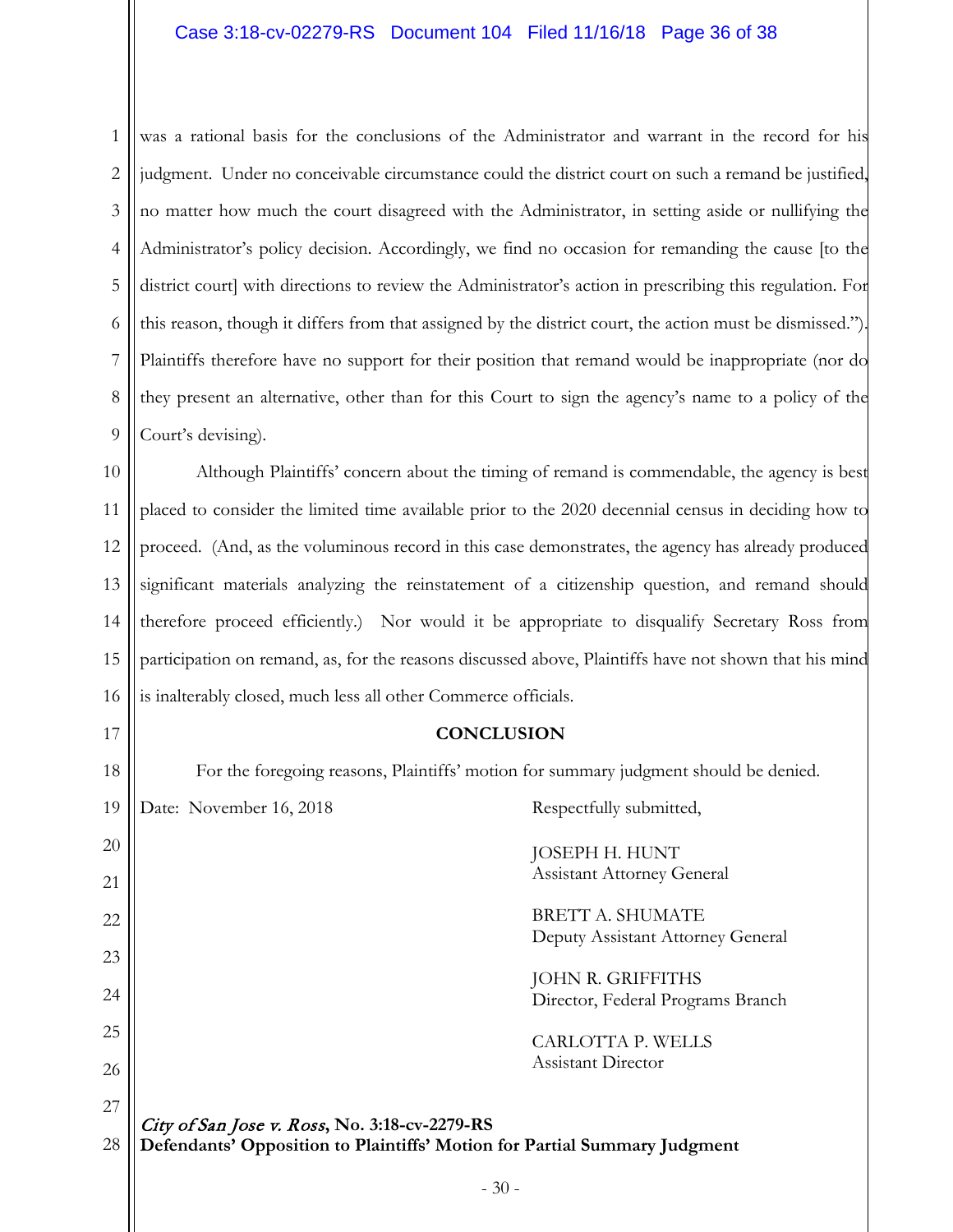was a rational basis for the conclusions of the Administrator and warrant in the record for his judgment. Under no conceivable circumstance could the district court on such a remand be justified, no matter how much the court disagreed with the Administrator, in setting aside or nullifying the Administrator's policy decision. Accordingly, we find no occasion for remanding the cause [to the district court] with directions to review the Administrator's action in prescribing this regulation. For this reason, though it differs from that assigned by the district court, the action must be dismissed."). Plaintiffs therefore have no support for their position that remand would be inappropriate (nor do they present an alternative, other than for this Court to sign the agency's name to a policy of the Court's devising).

Although Plaintiffs' concern about the timing of remand is commendable, the agency is best placed to consider the limited time available prior to the 2020 decennial census in deciding how to proceed. (And, as the voluminous record in this case demonstrates, the agency has already produced significant materials analyzing the reinstatement of a citizenship question, and remand should therefore proceed efficiently.) Nor would it be appropriate to disqualify Secretary Ross from participation on remand, as, for the reasons discussed above, Plaintiffs have not shown that his mind is inalterably closed, much less all other Commerce officials.

**CONCLUSION**

For the foregoing reasons, Plaintiffs' motion for summary judgment should be denied.

Date: November 16, 2018

Respectfully submitted,

JOSEPH H. HUNT
Assistant Attorney General

BRETT A. SHUMATE
Deputy Assistant Attorney General

JOHN R. GRIFFITHS
Director, Federal Programs Branch

CARLOTTA P. WELLS
Assistant Director

***City of San Jose v. Ross*, No. 3:18-cv-2279-RS**
**Defendants' Opposition to Plaintiffs' Motion for Partial Summary Judgment**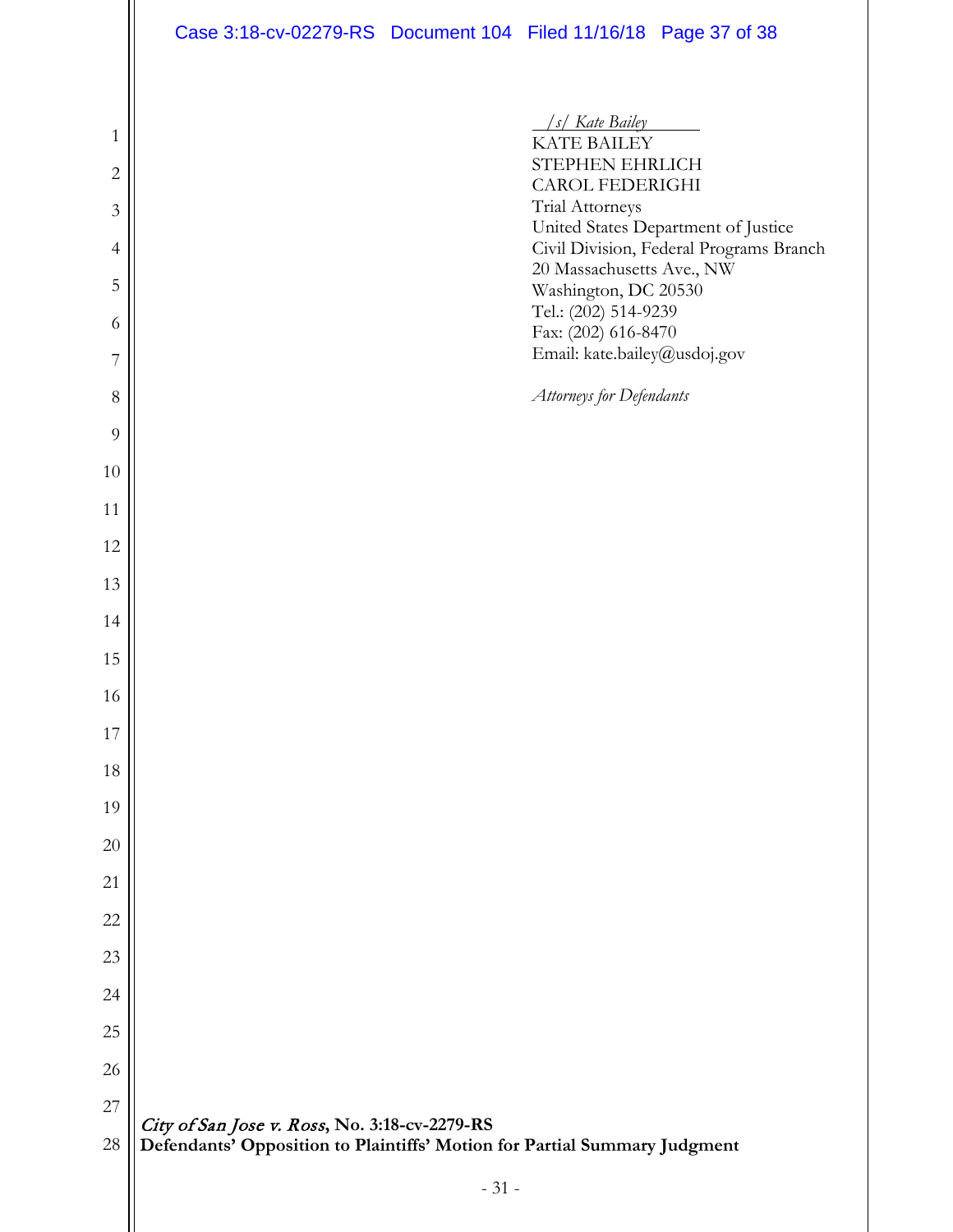/s/ *Kate Bailey*
KATE BAILEY
STEPHEN EHRLICH
CAROL FEDERIGHI
Trial Attorneys
United States Department of Justice
Civil Division, Federal Programs Branch
20 Massachusetts Ave., NW
Washington, DC 20530
Tel.: (202) 514-9239
Fax: (202) 616-8470
Email: kate.bailey@usdoj.gov

*Attorneys for Defendants*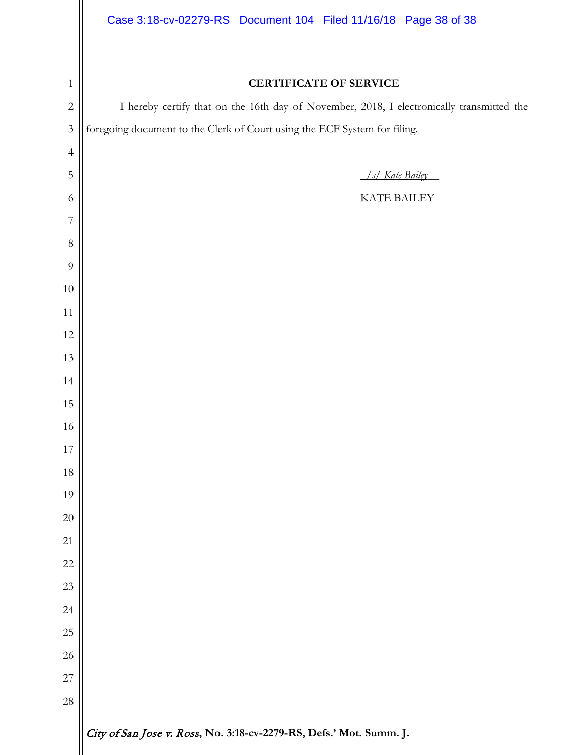**CERTIFICATE OF SERVICE**

I hereby certify that on the 16th day of November, 2018, I electronically transmitted the foregoing document to the Clerk of Court using the ECF System for filing.

*/s/ Kate Bailey*

KATE BAILEY